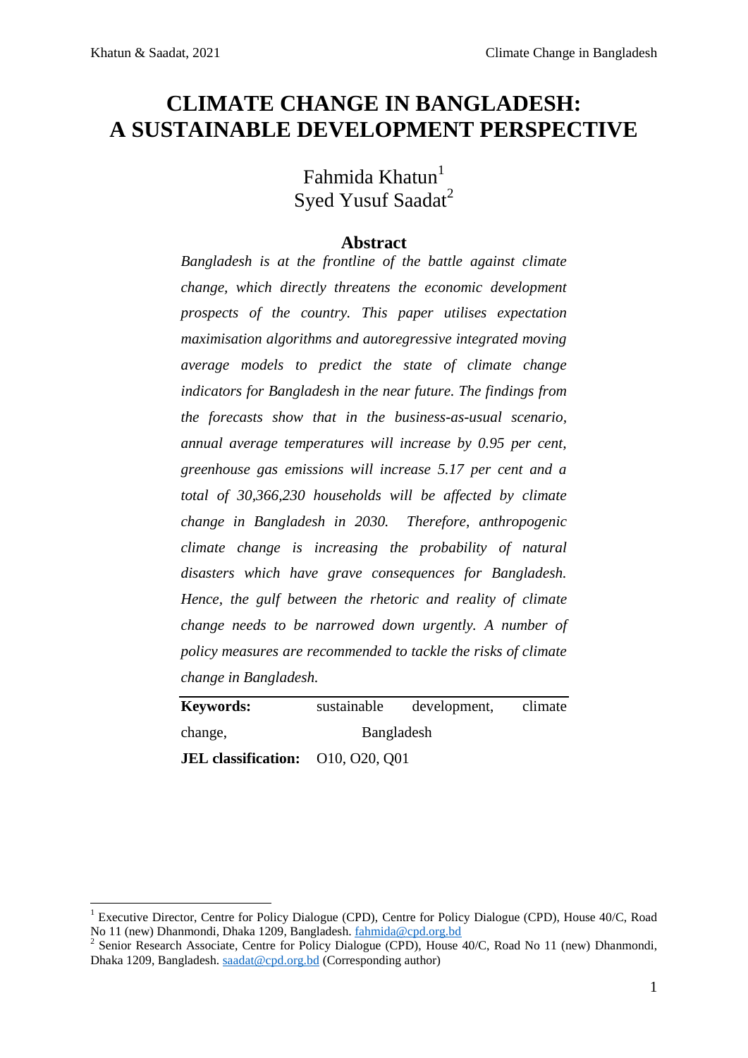# CLIMATE CHANGE IN BANGLADESH: A SUSTAINABLE DEVELOPMENT PERSPECTIVE

Fahmida Khatun[1]
Syed Yusuf Saadat[2]

## Abstract

*Bangladesh is at the frontline of the battle against climate change, which directly threatens the economic development prospects of the country. This paper utilises expectation maximisation algorithms and autoregressive integrated moving average models to predict the state of climate change indicators for Bangladesh in the near future. The findings from the forecasts show that in the business-as-usual scenario, annual average temperatures will increase by 0.95 per cent, greenhouse gas emissions will increase 5.17 per cent and a total of 30,366,230 households will be affected by climate change in Bangladesh in 2030. Therefore, anthropogenic climate change is increasing the probability of natural disasters which have grave consequences for Bangladesh. Hence, the gulf between the rhetoric and reality of climate change needs to be narrowed down urgently. A number of policy measures are recommended to tackle the risks of climate change in Bangladesh.*

**Keywords:** sustainable development, climate change, Bangladesh

**JEL classification:** O10, O20, Q01

[1] Executive Director, Centre for Policy Dialogue (CPD), Centre for Policy Dialogue (CPD), House 40/C, Road No 11 (new) Dhanmondi, Dhaka 1209, Bangladesh. fahmida@cpd.org.bd

[2] Senior Research Associate, Centre for Policy Dialogue (CPD), House 40/C, Road No 11 (new) Dhanmondi, Dhaka 1209, Bangladesh. saadat@cpd.org.bd (Corresponding author)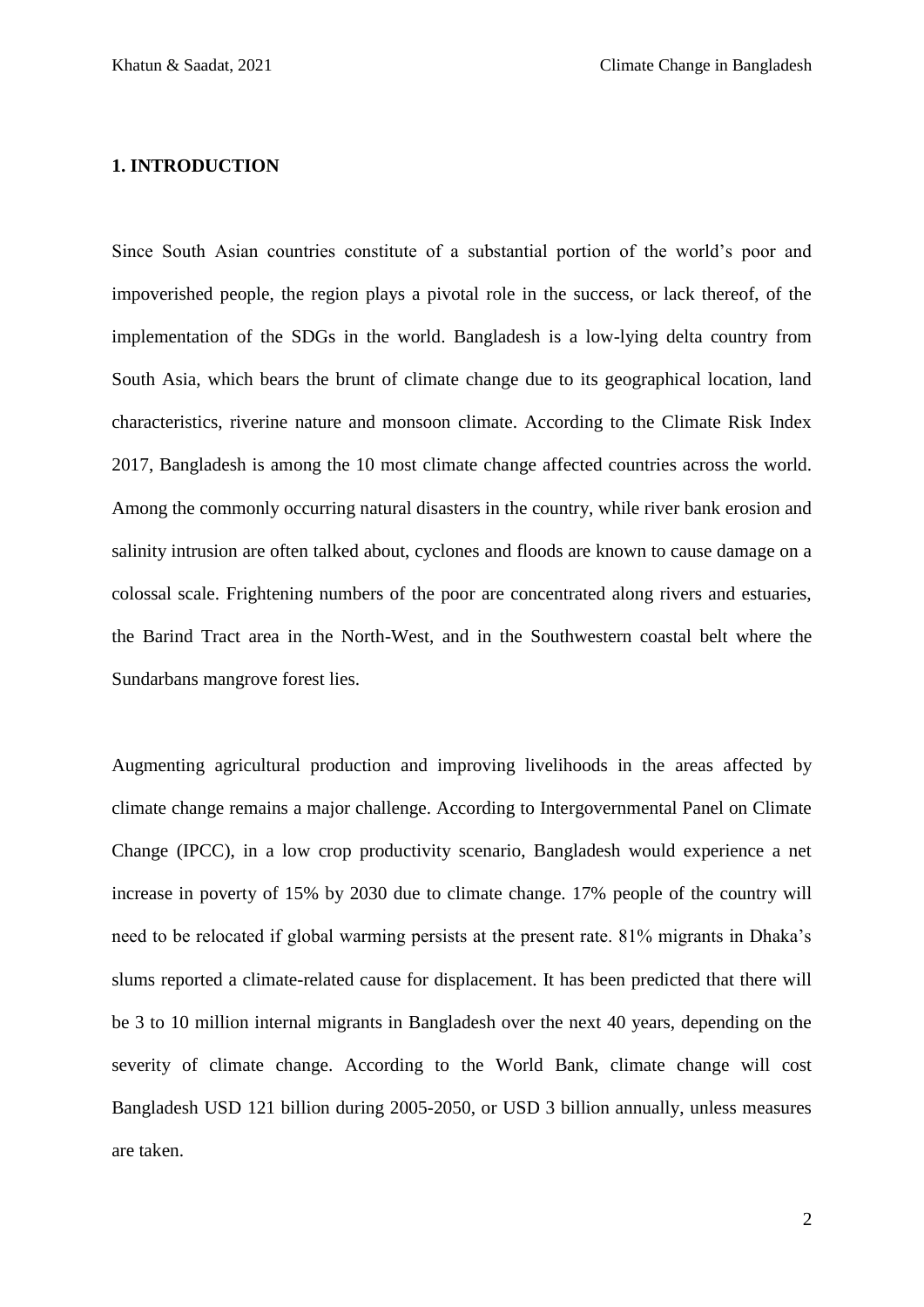## 1. INTRODUCTION

Since South Asian countries constitute of a substantial portion of the world's poor and impoverished people, the region plays a pivotal role in the success, or lack thereof, of the implementation of the SDGs in the world. Bangladesh is a low-lying delta country from South Asia, which bears the brunt of climate change due to its geographical location, land characteristics, riverine nature and monsoon climate. According to the Climate Risk Index 2017, Bangladesh is among the 10 most climate change affected countries across the world. Among the commonly occurring natural disasters in the country, while river bank erosion and salinity intrusion are often talked about, cyclones and floods are known to cause damage on a colossal scale. Frightening numbers of the poor are concentrated along rivers and estuaries, the Barind Tract area in the North-West, and in the Southwestern coastal belt where the Sundarbans mangrove forest lies.

Augmenting agricultural production and improving livelihoods in the areas affected by climate change remains a major challenge. According to Intergovernmental Panel on Climate Change (IPCC), in a low crop productivity scenario, Bangladesh would experience a net increase in poverty of 15% by 2030 due to climate change. 17% people of the country will need to be relocated if global warming persists at the present rate. 81% migrants in Dhaka's slums reported a climate-related cause for displacement. It has been predicted that there will be 3 to 10 million internal migrants in Bangladesh over the next 40 years, depending on the severity of climate change. According to the World Bank, climate change will cost Bangladesh USD 121 billion during 2005-2050, or USD 3 billion annually, unless measures are taken.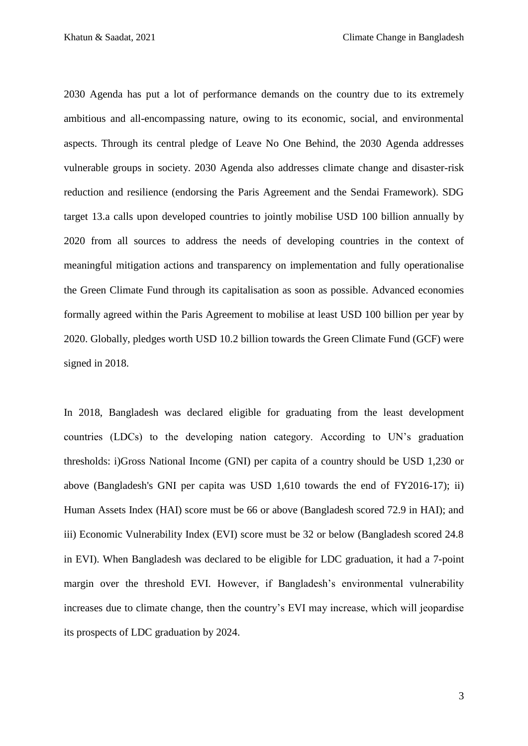2030 Agenda has put a lot of performance demands on the country due to its extremely ambitious and all-encompassing nature, owing to its economic, social, and environmental aspects. Through its central pledge of Leave No One Behind, the 2030 Agenda addresses vulnerable groups in society. 2030 Agenda also addresses climate change and disaster-risk reduction and resilience (endorsing the Paris Agreement and the Sendai Framework). SDG target 13.a calls upon developed countries to jointly mobilise USD 100 billion annually by 2020 from all sources to address the needs of developing countries in the context of meaningful mitigation actions and transparency on implementation and fully operationalise the Green Climate Fund through its capitalisation as soon as possible. Advanced economies formally agreed within the Paris Agreement to mobilise at least USD 100 billion per year by 2020. Globally, pledges worth USD 10.2 billion towards the Green Climate Fund (GCF) were signed in 2018.

In 2018, Bangladesh was declared eligible for graduating from the least development countries (LDCs) to the developing nation category. According to UN's graduation thresholds: i)Gross National Income (GNI) per capita of a country should be USD 1,230 or above (Bangladesh's GNI per capita was USD 1,610 towards the end of FY2016-17); ii) Human Assets Index (HAI) score must be 66 or above (Bangladesh scored 72.9 in HAI); and iii) Economic Vulnerability Index (EVI) score must be 32 or below (Bangladesh scored 24.8 in EVI). When Bangladesh was declared to be eligible for LDC graduation, it had a 7-point margin over the threshold EVI. However, if Bangladesh's environmental vulnerability increases due to climate change, then the country's EVI may increase, which will jeopardise its prospects of LDC graduation by 2024.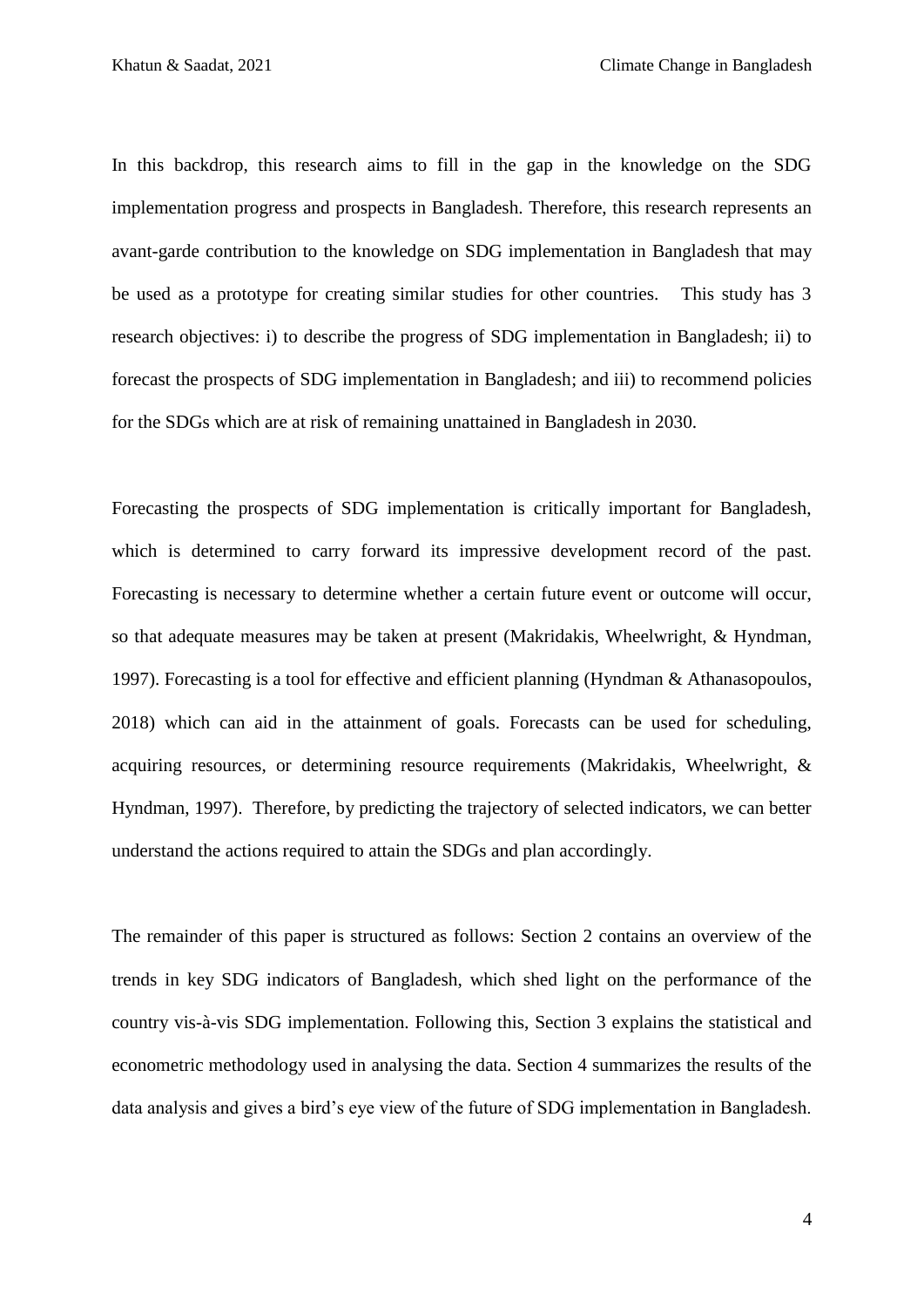In this backdrop, this research aims to fill in the gap in the knowledge on the SDG implementation progress and prospects in Bangladesh. Therefore, this research represents an avant-garde contribution to the knowledge on SDG implementation in Bangladesh that may be used as a prototype for creating similar studies for other countries. This study has 3 research objectives: i) to describe the progress of SDG implementation in Bangladesh; ii) to forecast the prospects of SDG implementation in Bangladesh; and iii) to recommend policies for the SDGs which are at risk of remaining unattained in Bangladesh in 2030.

Forecasting the prospects of SDG implementation is critically important for Bangladesh, which is determined to carry forward its impressive development record of the past. Forecasting is necessary to determine whether a certain future event or outcome will occur, so that adequate measures may be taken at present (Makridakis, Wheelwright, & Hyndman, 1997). Forecasting is a tool for effective and efficient planning (Hyndman & Athanasopoulos, 2018) which can aid in the attainment of goals. Forecasts can be used for scheduling, acquiring resources, or determining resource requirements (Makridakis, Wheelwright, & Hyndman, 1997). Therefore, by predicting the trajectory of selected indicators, we can better understand the actions required to attain the SDGs and plan accordingly.

The remainder of this paper is structured as follows: Section 2 contains an overview of the trends in key SDG indicators of Bangladesh, which shed light on the performance of the country vis-à-vis SDG implementation. Following this, Section 3 explains the statistical and econometric methodology used in analysing the data. Section 4 summarizes the results of the data analysis and gives a bird's eye view of the future of SDG implementation in Bangladesh.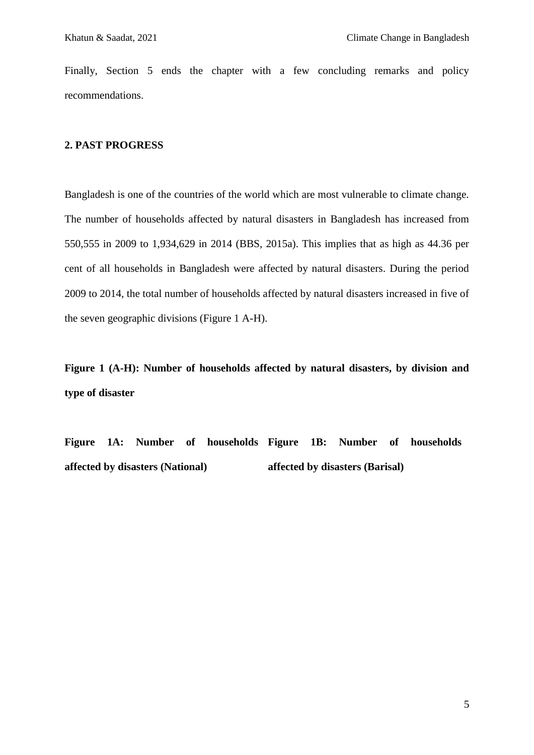Finally, Section 5 ends the chapter with a few concluding remarks and policy recommendations.

## 2. PAST PROGRESS

Bangladesh is one of the countries of the world which are most vulnerable to climate change. The number of households affected by natural disasters in Bangladesh has increased from 550,555 in 2009 to 1,934,629 in 2014 (BBS, 2015a). This implies that as high as 44.36 per cent of all households in Bangladesh were affected by natural disasters. During the period 2009 to 2014, the total number of households affected by natural disasters increased in five of the seven geographic divisions (Figure 1 A-H).

**Figure 1 (A-H): Number of households affected by natural disasters, by division and type of disaster**

**Figure 1A: Number of households affected by disasters (National)**

**Figure 1B: Number of households affected by disasters (Barisal)**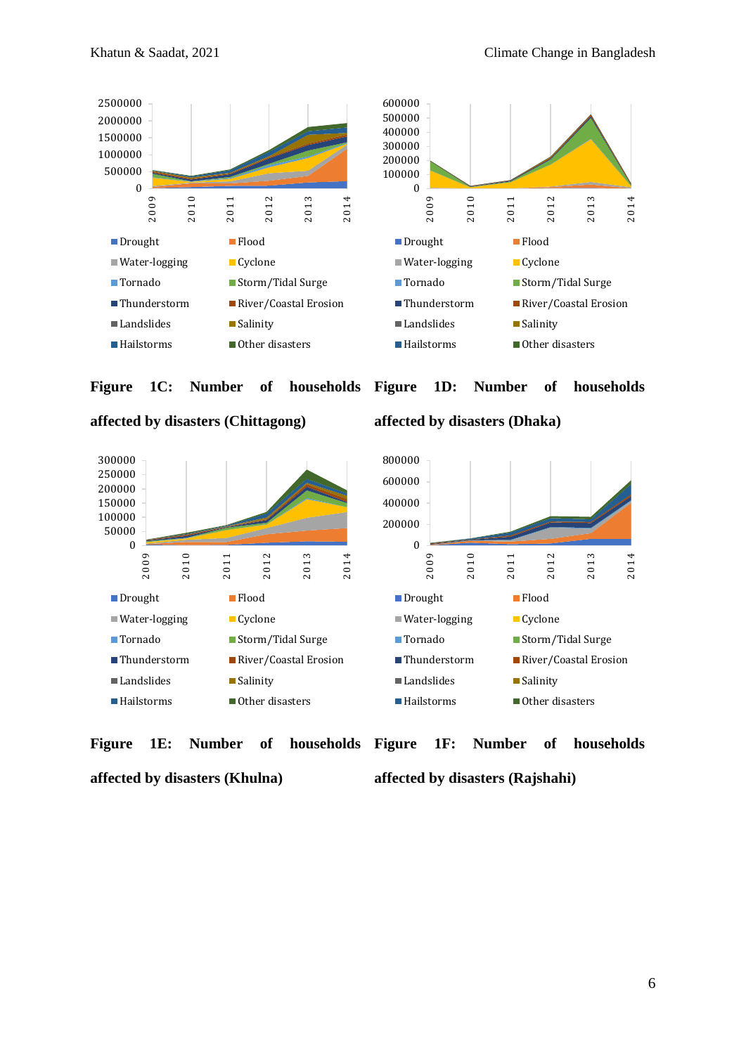**Figure 1C: Number of households affected by disasters (Chittagong)**

**Figure 1D: Number of households affected by disasters (Dhaka)**

**Figure 1E: Number of households affected by disasters (Khulna)**

**Figure 1F: Number of households affected by disasters (Rajshahi)**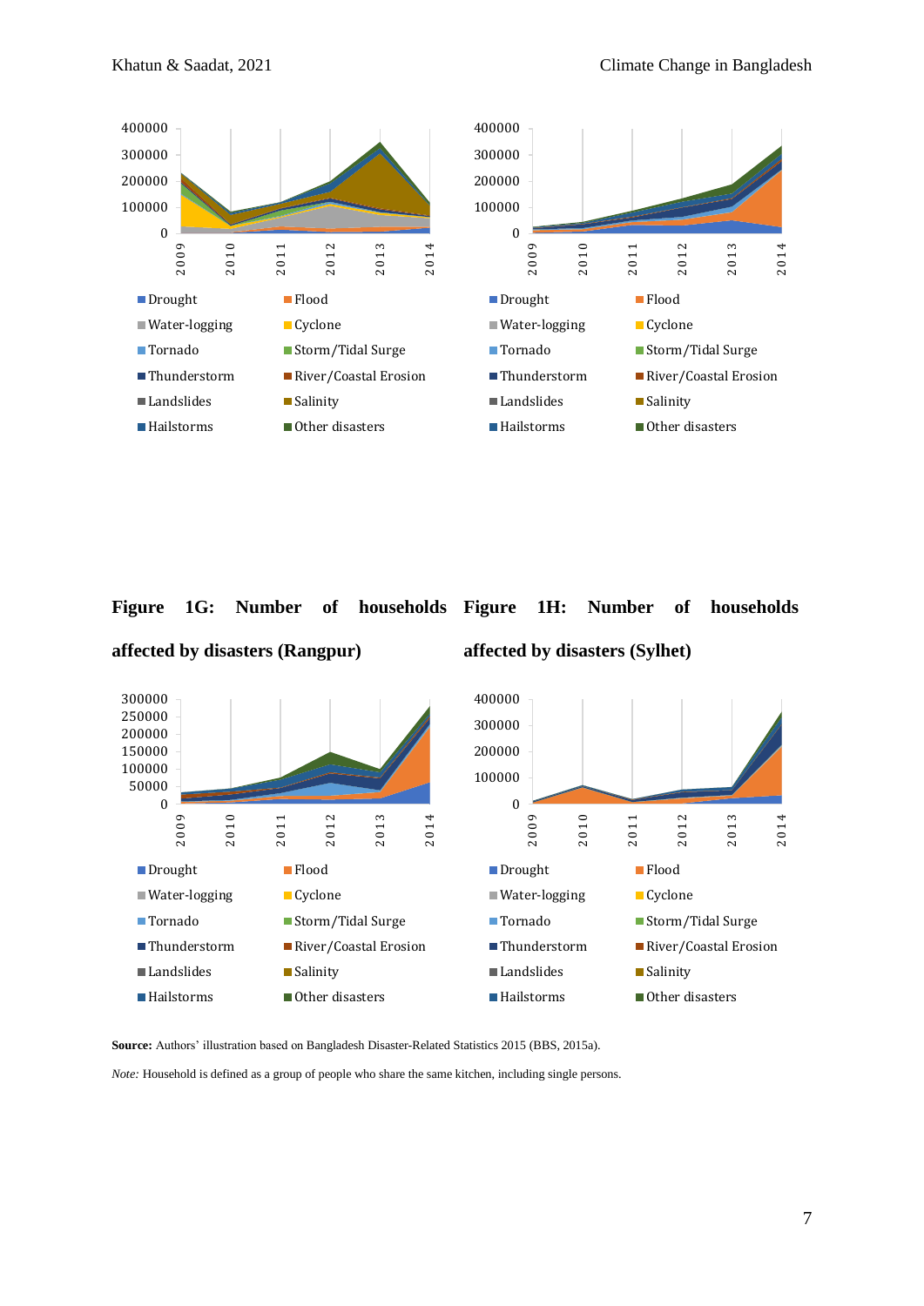Figure 1G: Number of households affected by disasters (Rangpur)

Figure 1H: Number of households affected by disasters (Sylhet)

**Source:** Authors' illustration based on Bangladesh Disaster-Related Statistics 2015 (BBS, 2015a).

*Note:* Household is defined as a group of people who share the same kitchen, including single persons.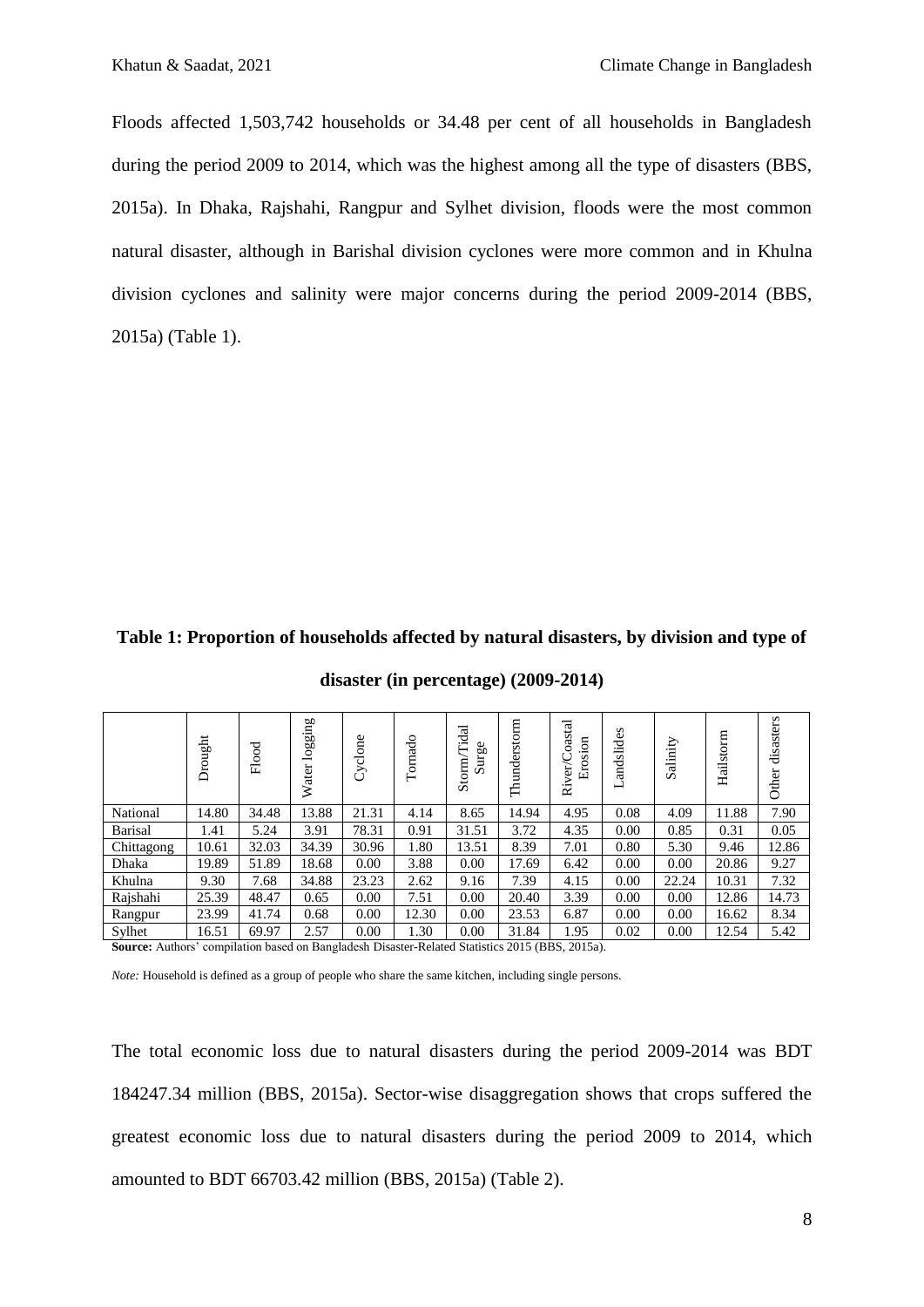Floods affected 1,503,742 households or 34.48 per cent of all households in Bangladesh during the period 2009 to 2014, which was the highest among all the type of disasters (BBS, 2015a). In Dhaka, Rajshahi, Rangpur and Sylhet division, floods were the most common natural disaster, although in Barishal division cyclones were more common and in Khulna division cyclones and salinity were major concerns during the period 2009-2014 (BBS, 2015a) (Table 1).

**Table 1: Proportion of households affected by natural disasters, by division and type of disaster (in percentage) (2009-2014)**

| | Drought | Flood | Water logging | Cyclone | Tornado | Storm/Tidal Surge | Thunderstorm | River/Coastal Erosion | Landslides | Salinity | Hailstorm | Other disasters |
|---|---|---|---|---|---|---|---|---|---|---|---|---|
| National | 14.80 | 34.48 | 13.88 | 21.31 | 4.14 | 8.65 | 14.94 | 4.95 | 0.08 | 4.09 | 11.88 | 7.90 |
| Barisal | 1.41 | 5.24 | 3.91 | 78.31 | 0.91 | 31.51 | 3.72 | 4.35 | 0.00 | 0.85 | 0.31 | 0.05 |
| Chittagong | 10.61 | 32.03 | 34.39 | 30.96 | 1.80 | 13.51 | 8.39 | 7.01 | 0.80 | 5.30 | 9.46 | 12.86 |
| Dhaka | 19.89 | 51.89 | 18.68 | 0.00 | 3.88 | 0.00 | 17.69 | 6.42 | 0.00 | 0.00 | 20.86 | 9.27 |
| Khulna | 9.30 | 7.68 | 34.88 | 23.23 | 2.62 | 9.16 | 7.39 | 4.15 | 0.00 | 22.24 | 10.31 | 7.32 |
| Rajshahi | 25.39 | 48.47 | 0.65 | 0.00 | 7.51 | 0.00 | 20.40 | 3.39 | 0.00 | 0.00 | 12.86 | 14.73 |
| Rangpur | 23.99 | 41.74 | 0.68 | 0.00 | 12.30 | 0.00 | 23.53 | 6.87 | 0.00 | 0.00 | 16.62 | 8.34 |
| Sylhet | 16.51 | 69.97 | 2.57 | 0.00 | 1.30 | 0.00 | 31.84 | 1.95 | 0.02 | 0.00 | 12.54 | 5.42 |

**Source:** Authors' compilation based on Bangladesh Disaster-Related Statistics 2015 (BBS, 2015a).

*Note:* Household is defined as a group of people who share the same kitchen, including single persons.

The total economic loss due to natural disasters during the period 2009-2014 was BDT 184247.34 million (BBS, 2015a). Sector-wise disaggregation shows that crops suffered the greatest economic loss due to natural disasters during the period 2009 to 2014, which amounted to BDT 66703.42 million (BBS, 2015a) (Table 2).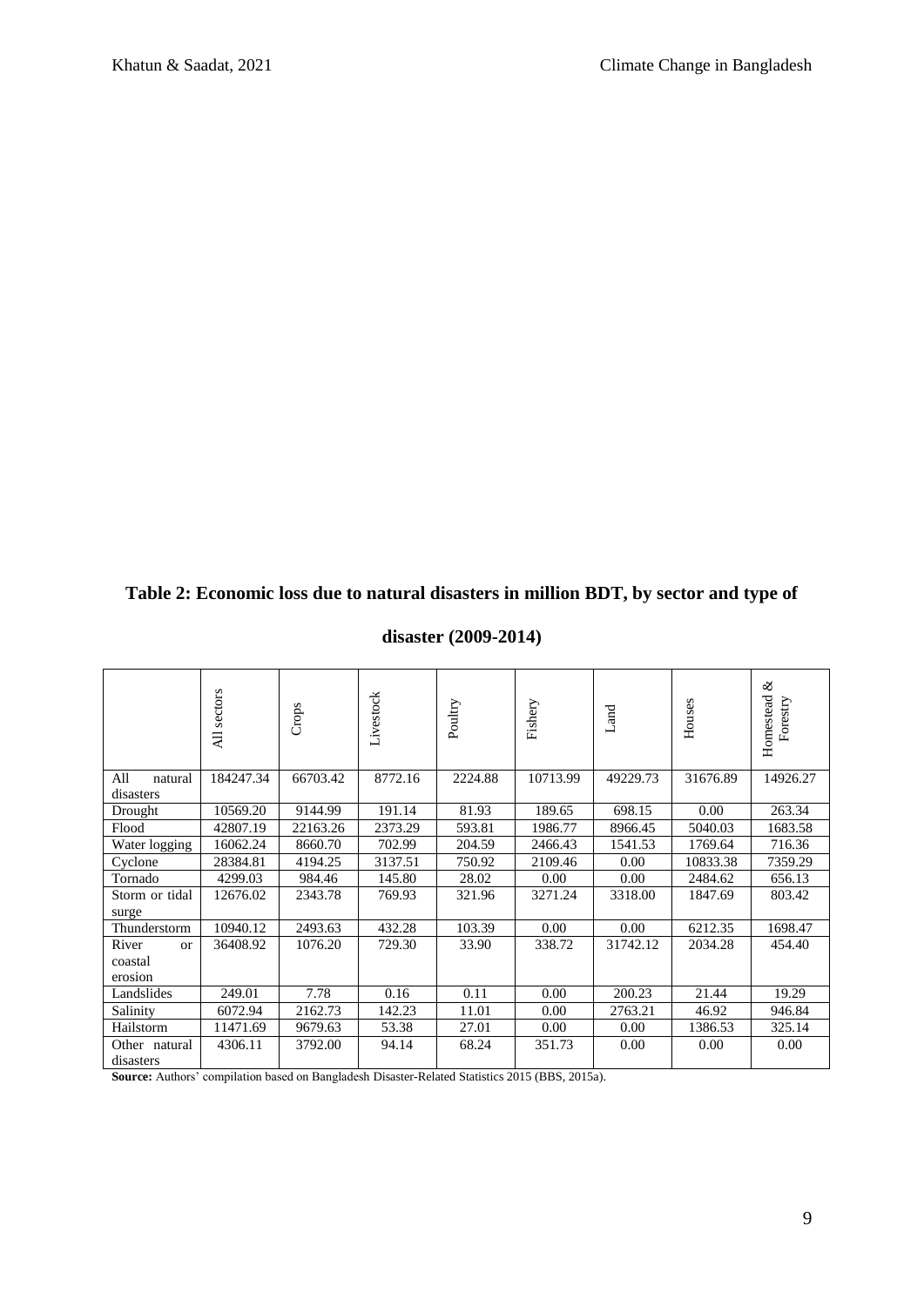**Table 2: Economic loss due to natural disasters in million BDT, by sector and type of disaster (2009-2014)**

| | All sectors | Crops | Livestock | Poultry | Fishery | Land | Houses | Homestead & Forestry |
|---|---|---|---|---|---|---|---|---|
| All natural disasters | 184247.34 | 66703.42 | 8772.16 | 2224.88 | 10713.99 | 49229.73 | 31676.89 | 14926.27 |
| Drought | 10569.20 | 9144.99 | 191.14 | 81.93 | 189.65 | 698.15 | 0.00 | 263.34 |
| Flood | 42807.19 | 22163.26 | 2373.29 | 593.81 | 1986.77 | 8966.45 | 5040.03 | 1683.58 |
| Water logging | 16062.24 | 8660.70 | 702.99 | 204.59 | 2466.43 | 1541.53 | 1769.64 | 716.36 |
| Cyclone | 28384.81 | 4194.25 | 3137.51 | 750.92 | 2109.46 | 0.00 | 10833.38 | 7359.29 |
| Tornado | 4299.03 | 984.46 | 145.80 | 28.02 | 0.00 | 0.00 | 2484.62 | 656.13 |
| Storm or tidal surge | 12676.02 | 2343.78 | 769.93 | 321.96 | 3271.24 | 3318.00 | 1847.69 | 803.42 |
| Thunderstorm | 10940.12 | 2493.63 | 432.28 | 103.39 | 0.00 | 0.00 | 6212.35 | 1698.47 |
| River or coastal erosion | 36408.92 | 1076.20 | 729.30 | 33.90 | 338.72 | 31742.12 | 2034.28 | 454.40 |
| Landslides | 249.01 | 7.78 | 0.16 | 0.11 | 0.00 | 200.23 | 21.44 | 19.29 |
| Salinity | 6072.94 | 2162.73 | 142.23 | 11.01 | 0.00 | 2763.21 | 46.92 | 946.84 |
| Hailstorm | 11471.69 | 9679.63 | 53.38 | 27.01 | 0.00 | 0.00 | 1386.53 | 325.14 |
| Other natural disasters | 4306.11 | 3792.00 | 94.14 | 68.24 | 351.73 | 0.00 | 0.00 | 0.00 |

**Source:** Authors' compilation based on Bangladesh Disaster-Related Statistics 2015 (BBS, 2015a).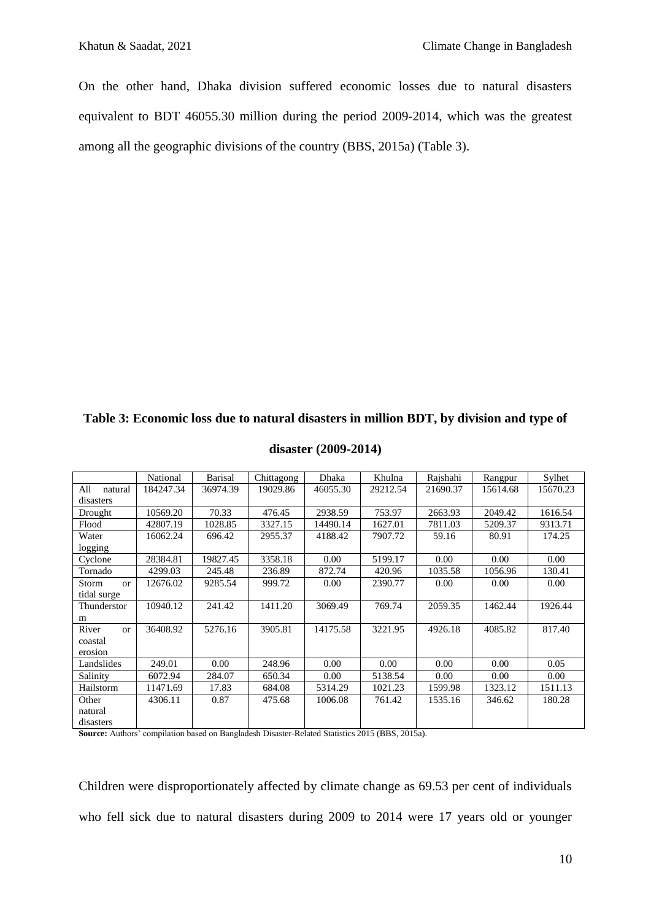On the other hand, Dhaka division suffered economic losses due to natural disasters equivalent to BDT 46055.30 million during the period 2009-2014, which was the greatest among all the geographic divisions of the country (BBS, 2015a) (Table 3).

**Table 3: Economic loss due to natural disasters in million BDT, by division and type of disaster (2009-2014)**

| | National | Barisal | Chittagong | Dhaka | Khulna | Rajshahi | Rangpur | Sylhet |
|---|---|---|---|---|---|---|---|---|
| All natural disasters | 184247.34 | 36974.39 | 19029.86 | 46055.30 | 29212.54 | 21690.37 | 15614.68 | 15670.23 |
| Drought | 10569.20 | 70.33 | 476.45 | 2938.59 | 753.97 | 2663.93 | 2049.42 | 1616.54 |
| Flood | 42807.19 | 1028.85 | 3327.15 | 14490.14 | 1627.01 | 7811.03 | 5209.37 | 9313.71 |
| Water logging | 16062.24 | 696.42 | 2955.37 | 4188.42 | 7907.72 | 59.16 | 80.91 | 174.25 |
| Cyclone | 28384.81 | 19827.45 | 3358.18 | 0.00 | 5199.17 | 0.00 | 0.00 | 0.00 |
| Tornado | 4299.03 | 245.48 | 236.89 | 872.74 | 420.96 | 1035.58 | 1056.96 | 130.41 |
| Storm or tidal surge | 12676.02 | 9285.54 | 999.72 | 0.00 | 2390.77 | 0.00 | 0.00 | 0.00 |
| Thunderstorm | 10940.12 | 241.42 | 1411.20 | 3069.49 | 769.74 | 2059.35 | 1462.44 | 1926.44 |
| River or coastal erosion | 36408.92 | 5276.16 | 3905.81 | 14175.58 | 3221.95 | 4926.18 | 4085.82 | 817.40 |
| Landslides | 249.01 | 0.00 | 248.96 | 0.00 | 0.00 | 0.00 | 0.00 | 0.05 |
| Salinity | 6072.94 | 284.07 | 650.34 | 0.00 | 5138.54 | 0.00 | 0.00 | 0.00 |
| Hailstorm | 11471.69 | 17.83 | 684.08 | 5314.29 | 1021.23 | 1599.98 | 1323.12 | 1511.13 |
| Other natural disasters | 4306.11 | 0.87 | 475.68 | 1006.08 | 761.42 | 1535.16 | 346.62 | 180.28 |

**Source:** Authors' compilation based on Bangladesh Disaster-Related Statistics 2015 (BBS, 2015a).

Children were disproportionately affected by climate change as 69.53 per cent of individuals who fell sick due to natural disasters during 2009 to 2014 were 17 years old or younger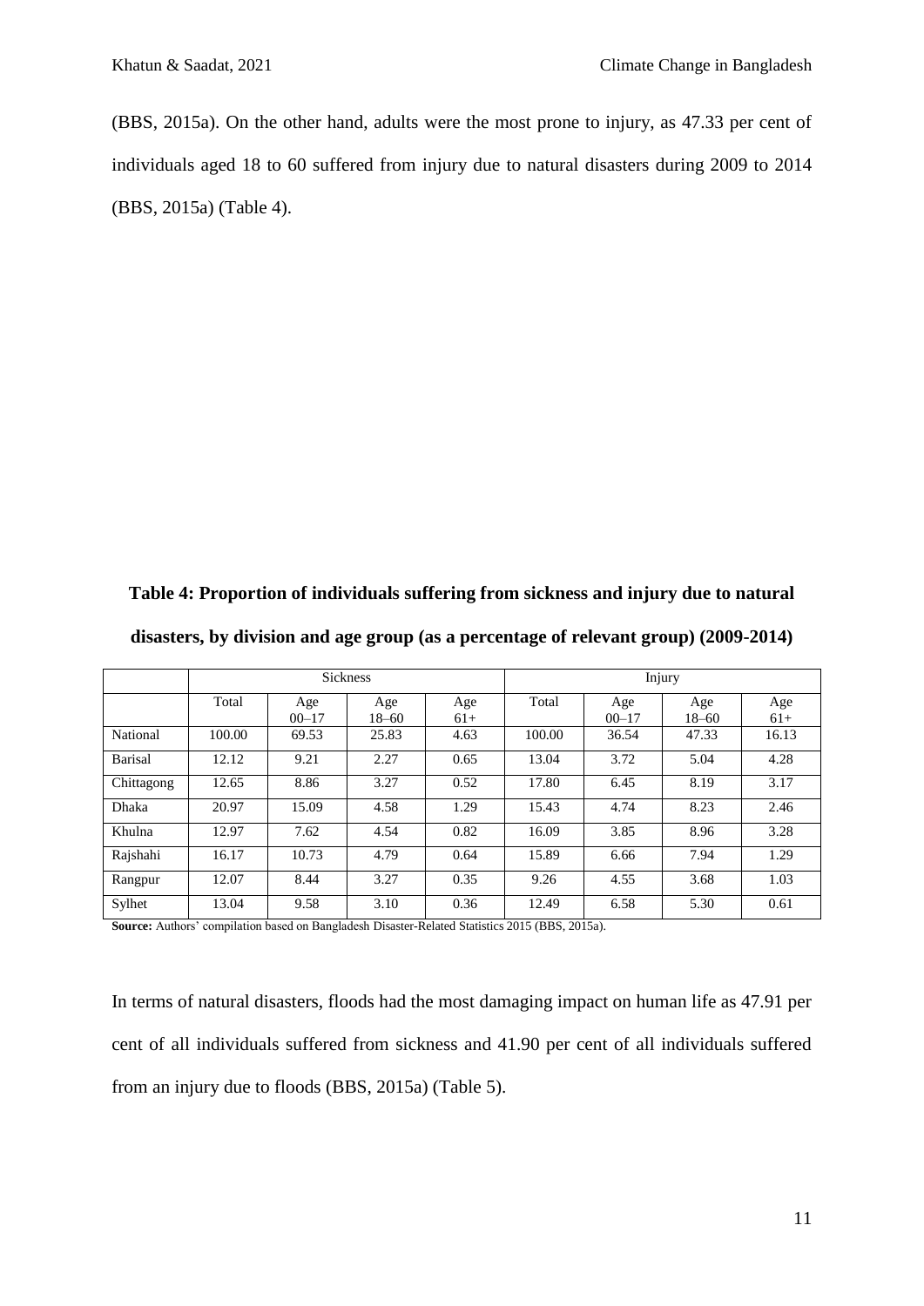(BBS, 2015a). On the other hand, adults were the most prone to injury, as 47.33 per cent of individuals aged 18 to 60 suffered from injury due to natural disasters during 2009 to 2014 (BBS, 2015a) (Table 4).

**Table 4: Proportion of individuals suffering from sickness and injury due to natural disasters, by division and age group (as a percentage of relevant group) (2009-2014)**

| | Sickness | | | | Injury | | | |
|---|---|---|---|---|---|---|---|---|
| | Total | Age 00–17 | Age 18–60 | Age 61+ | Total | Age 00–17 | Age 18–60 | Age 61+ |
| National | 100.00 | 69.53 | 25.83 | 4.63 | 100.00 | 36.54 | 47.33 | 16.13 |
| Barisal | 12.12 | 9.21 | 2.27 | 0.65 | 13.04 | 3.72 | 5.04 | 4.28 |
| Chittagong | 12.65 | 8.86 | 3.27 | 0.52 | 17.80 | 6.45 | 8.19 | 3.17 |
| Dhaka | 20.97 | 15.09 | 4.58 | 1.29 | 15.43 | 4.74 | 8.23 | 2.46 |
| Khulna | 12.97 | 7.62 | 4.54 | 0.82 | 16.09 | 3.85 | 8.96 | 3.28 |
| Rajshahi | 16.17 | 10.73 | 4.79 | 0.64 | 15.89 | 6.66 | 7.94 | 1.29 |
| Rangpur | 12.07 | 8.44 | 3.27 | 0.35 | 9.26 | 4.55 | 3.68 | 1.03 |
| Sylhet | 13.04 | 9.58 | 3.10 | 0.36 | 12.49 | 6.58 | 5.30 | 0.61 |

**Source:** Authors' compilation based on Bangladesh Disaster-Related Statistics 2015 (BBS, 2015a).

In terms of natural disasters, floods had the most damaging impact on human life as 47.91 per cent of all individuals suffered from sickness and 41.90 per cent of all individuals suffered from an injury due to floods (BBS, 2015a) (Table 5).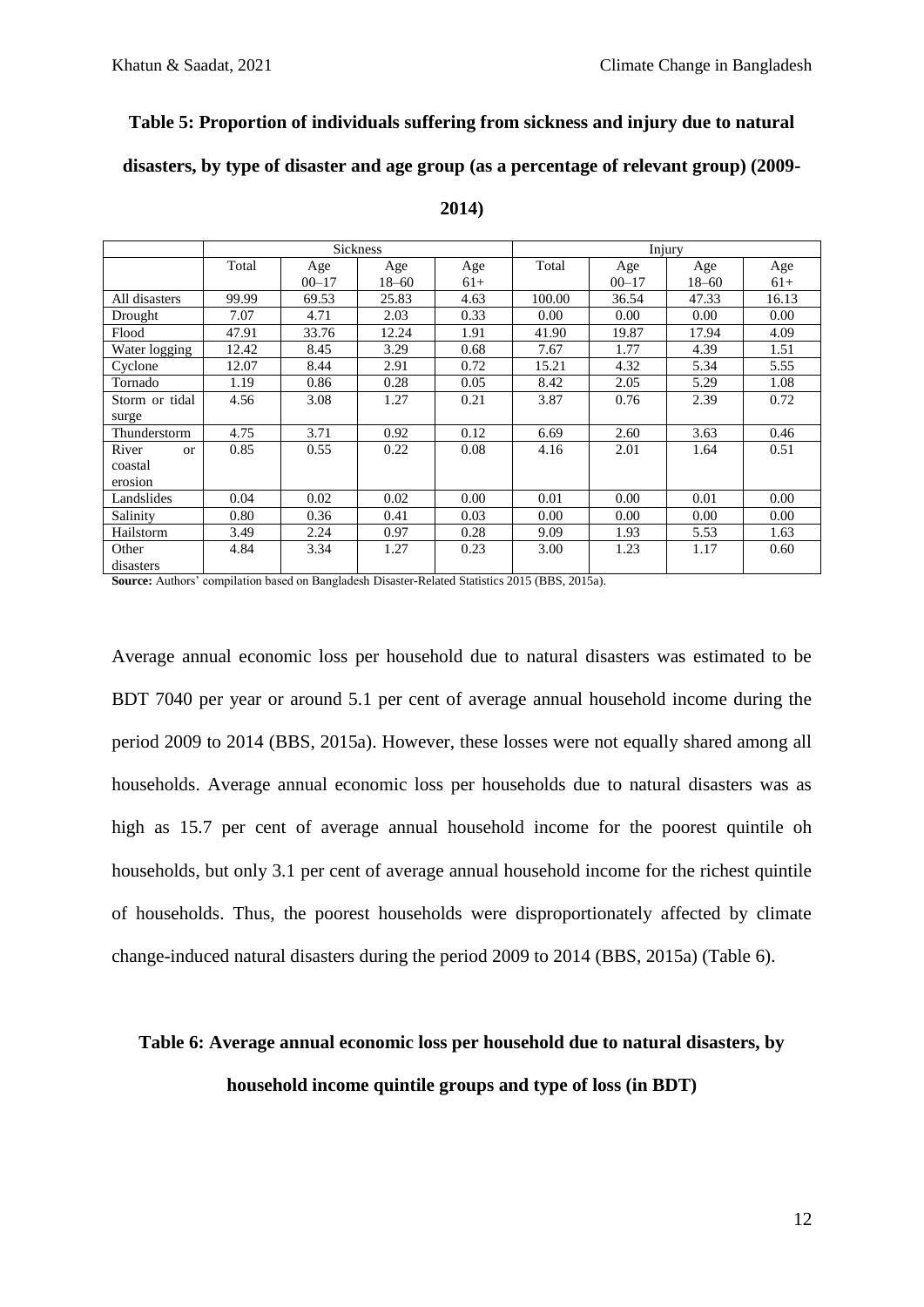**Table 5: Proportion of individuals suffering from sickness and injury due to natural disasters, by type of disaster and age group (as a percentage of relevant group) (2009-2014)**

| | Sickness | | | | Injury | | | |
|---|---|---|---|---|---|---|---|---|
| | Total | Age 00–17 | Age 18–60 | Age 61+ | Total | Age 00–17 | Age 18–60 | Age 61+ |
| All disasters | 99.99 | 69.53 | 25.83 | 4.63 | 100.00 | 36.54 | 47.33 | 16.13 |
| Drought | 7.07 | 4.71 | 2.03 | 0.33 | 0.00 | 0.00 | 0.00 | 0.00 |
| Flood | 47.91 | 33.76 | 12.24 | 1.91 | 41.90 | 19.87 | 17.94 | 4.09 |
| Water logging | 12.42 | 8.45 | 3.29 | 0.68 | 7.67 | 1.77 | 4.39 | 1.51 |
| Cyclone | 12.07 | 8.44 | 2.91 | 0.72 | 15.21 | 4.32 | 5.34 | 5.55 |
| Tornado | 1.19 | 0.86 | 0.28 | 0.05 | 8.42 | 2.05 | 5.29 | 1.08 |
| Storm or tidal surge | 4.56 | 3.08 | 1.27 | 0.21 | 3.87 | 0.76 | 2.39 | 0.72 |
| Thunderstorm | 4.75 | 3.71 | 0.92 | 0.12 | 6.69 | 2.60 | 3.63 | 0.46 |
| River or coastal erosion | 0.85 | 0.55 | 0.22 | 0.08 | 4.16 | 2.01 | 1.64 | 0.51 |
| Landslides | 0.04 | 0.02 | 0.02 | 0.00 | 0.01 | 0.00 | 0.01 | 0.00 |
| Salinity | 0.80 | 0.36 | 0.41 | 0.03 | 0.00 | 0.00 | 0.00 | 0.00 |
| Hailstorm | 3.49 | 2.24 | 0.97 | 0.28 | 9.09 | 1.93 | 5.53 | 1.63 |
| Other disasters | 4.84 | 3.34 | 1.27 | 0.23 | 3.00 | 1.23 | 1.17 | 0.60 |

**Source:** Authors' compilation based on Bangladesh Disaster-Related Statistics 2015 (BBS, 2015a).

Average annual economic loss per household due to natural disasters was estimated to be BDT 7040 per year or around 5.1 per cent of average annual household income during the period 2009 to 2014 (BBS, 2015a). However, these losses were not equally shared among all households. Average annual economic loss per households due to natural disasters was as high as 15.7 per cent of average annual household income for the poorest quintile oh households, but only 3.1 per cent of average annual household income for the richest quintile of households. Thus, the poorest households were disproportionately affected by climate change-induced natural disasters during the period 2009 to 2014 (BBS, 2015a) (Table 6).

**Table 6: Average annual economic loss per household due to natural disasters, by household income quintile groups and type of loss (in BDT)**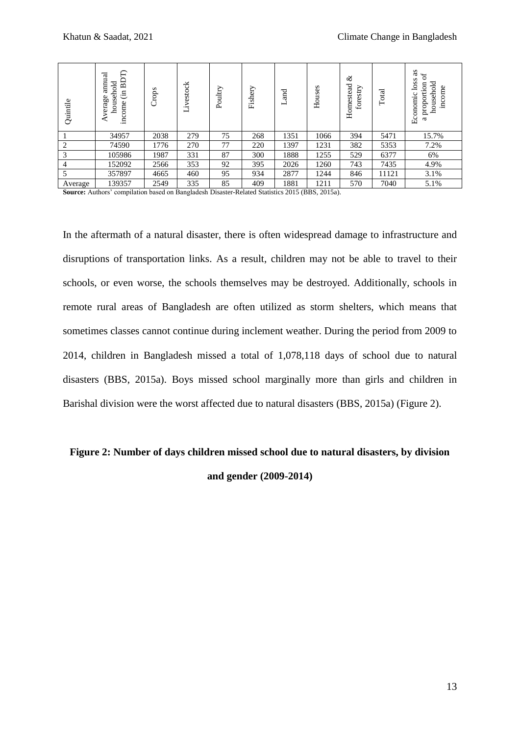| Quintile | Average annual household income (in BDT) | Crops | Livestock | Poultry | Fishery | Land | Houses | Homestead & forestry | Total | Economic loss as a proportion of household income |
|---|---|---|---|---|---|---|---|---|---|---|
| 1 | 34957 | 2038 | 279 | 75 | 268 | 1351 | 1066 | 394 | 5471 | 15.7% |
| 2 | 74590 | 1776 | 270 | 77 | 220 | 1397 | 1231 | 382 | 5353 | 7.2% |
| 3 | 105986 | 1987 | 331 | 87 | 300 | 1888 | 1255 | 529 | 6377 | 6% |
| 4 | 152092 | 2566 | 353 | 92 | 395 | 2026 | 1260 | 743 | 7435 | 4.9% |
| 5 | 357897 | 4665 | 460 | 95 | 934 | 2877 | 1244 | 846 | 11121 | 3.1% |
| Average | 139357 | 2549 | 335 | 85 | 409 | 1881 | 1211 | 570 | 7040 | 5.1% |

**Source:** Authors' compilation based on Bangladesh Disaster-Related Statistics 2015 (BBS, 2015a).

In the aftermath of a natural disaster, there is often widespread damage to infrastructure and disruptions of transportation links. As a result, children may not be able to travel to their schools, or even worse, the schools themselves may be destroyed. Additionally, schools in remote rural areas of Bangladesh are often utilized as storm shelters, which means that sometimes classes cannot continue during inclement weather. During the period from 2009 to 2014, children in Bangladesh missed a total of 1,078,118 days of school due to natural disasters (BBS, 2015a). Boys missed school marginally more than girls and children in Barishal division were the worst affected due to natural disasters (BBS, 2015a) (Figure 2).

**Figure 2: Number of days children missed school due to natural disasters, by division and gender (2009-2014)**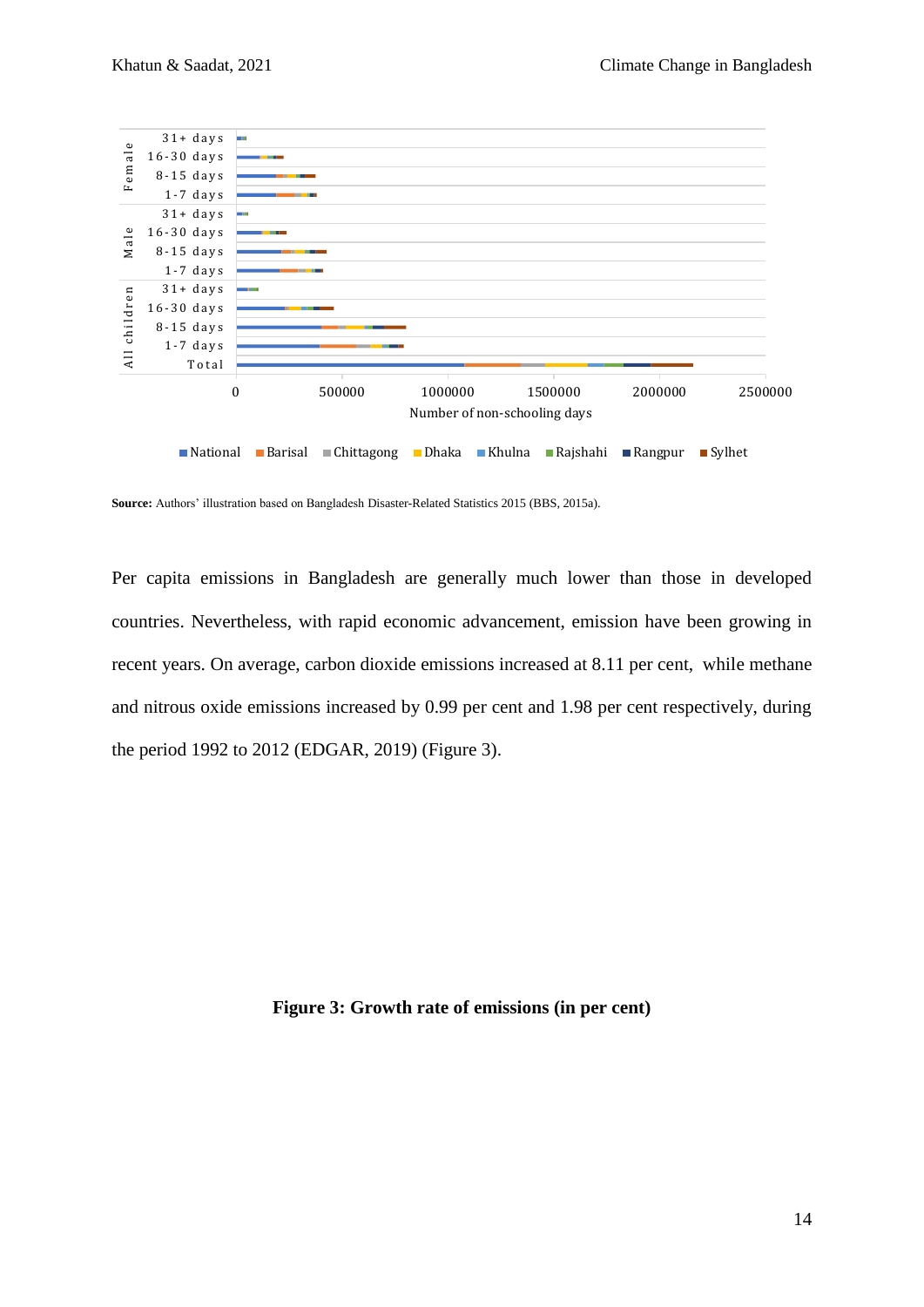**Source:** Authors' illustration based on Bangladesh Disaster-Related Statistics 2015 (BBS, 2015a).

Per capita emissions in Bangladesh are generally much lower than those in developed countries. Nevertheless, with rapid economic advancement, emission have been growing in recent years. On average, carbon dioxide emissions increased at 8.11 per cent, while methane and nitrous oxide emissions increased by 0.99 per cent and 1.98 per cent respectively, during the period 1992 to 2012 (EDGAR, 2019) (Figure 3).

**Figure 3: Growth rate of emissions (in per cent)**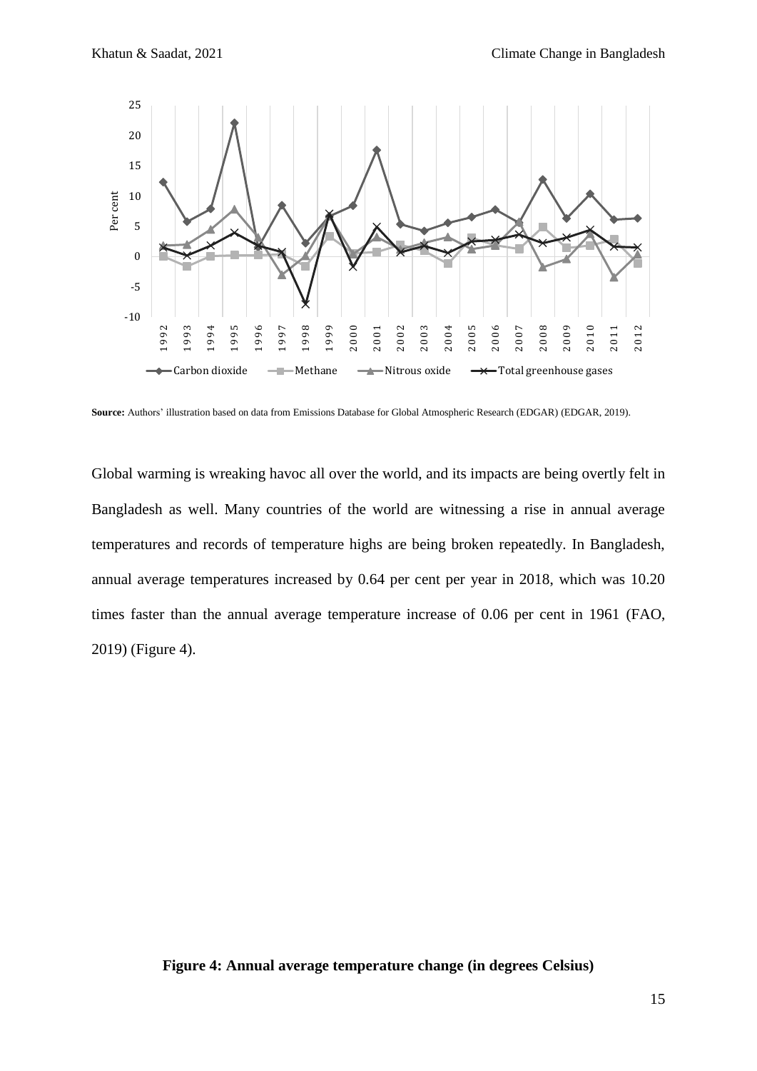**Source:** Authors' illustration based on data from Emissions Database for Global Atmospheric Research (EDGAR) (EDGAR, 2019).

Global warming is wreaking havoc all over the world, and its impacts are being overtly felt in Bangladesh as well. Many countries of the world are witnessing a rise in annual average temperatures and records of temperature highs are being broken repeatedly. In Bangladesh, annual average temperatures increased by 0.64 per cent per year in 2018, which was 10.20 times faster than the annual average temperature increase of 0.06 per cent in 1961 (FAO, 2019) (Figure 4).

**Figure 4: Annual average temperature change (in degrees Celsius)**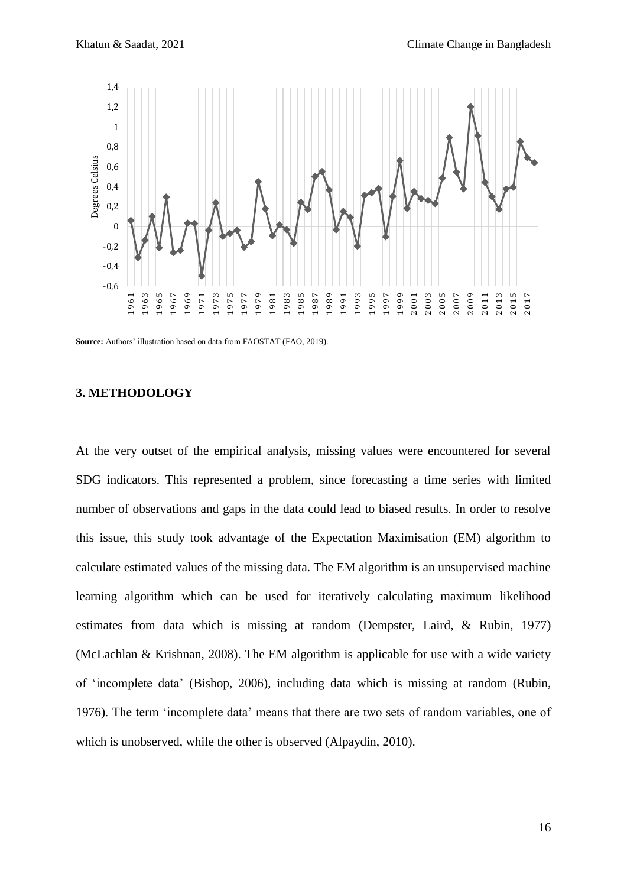**Source:** Authors' illustration based on data from FAOSTAT (FAO, 2019).

### 3. METHODOLOGY

At the very outset of the empirical analysis, missing values were encountered for several SDG indicators. This represented a problem, since forecasting a time series with limited number of observations and gaps in the data could lead to biased results. In order to resolve this issue, this study took advantage of the Expectation Maximisation (EM) algorithm to calculate estimated values of the missing data. The EM algorithm is an unsupervised machine learning algorithm which can be used for iteratively calculating maximum likelihood estimates from data which is missing at random (Dempster, Laird, & Rubin, 1977) (McLachlan & Krishnan, 2008). The EM algorithm is applicable for use with a wide variety of 'incomplete data' (Bishop, 2006), including data which is missing at random (Rubin, 1976). The term 'incomplete data' means that there are two sets of random variables, one of which is unobserved, while the other is observed (Alpaydin, 2010).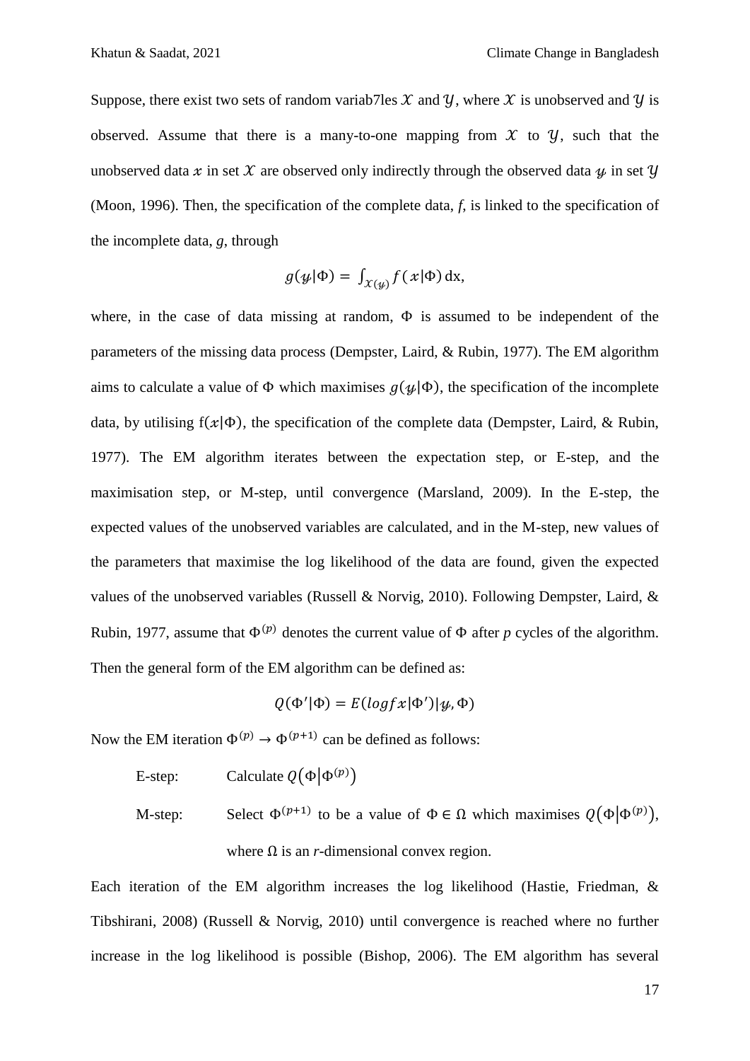Suppose, there exist two sets of random variab7les $\mathcal{X}$ and $\mathcal{Y}$, where $\mathcal{X}$ is unobserved and $\mathcal{Y}$ is observed. Assume that there is a many-to-one mapping from $\mathcal{X}$ to $\mathcal{Y}$, such that the unobserved data $x$ in set $\mathcal{X}$ are observed only indirectly through the observed data $y$ in set $\mathcal{Y}$ (Moon, 1996). Then, the specification of the complete data, *f*, is linked to the specification of the incomplete data, *g*, through

$$g(y|\Phi) = \int_{\mathcal{X}(y)} f(x|\Phi)\,\mathrm{dx},$$

where, in the case of data missing at random, $\Phi$ is assumed to be independent of the parameters of the missing data process (Dempster, Laird, & Rubin, 1977). The EM algorithm aims to calculate a value of $\Phi$ which maximises $g(y|\Phi)$, the specification of the incomplete data, by utilising $\mathrm{f}(x|\Phi)$, the specification of the complete data (Dempster, Laird, & Rubin, 1977). The EM algorithm iterates between the expectation step, or E-step, and the maximisation step, or M-step, until convergence (Marsland, 2009). In the E-step, the expected values of the unobserved variables are calculated, and in the M-step, new values of the parameters that maximise the log likelihood of the data are found, given the expected values of the unobserved variables (Russell & Norvig, 2010). Following Dempster, Laird, & Rubin, 1977, assume that $\Phi^{(p)}$ denotes the current value of $\Phi$ after *p* cycles of the algorithm. Then the general form of the EM algorithm can be defined as:

$$Q(\Phi'|\Phi) = E(log f x|\Phi')|y, \Phi)$$

Now the EM iteration $\Phi^{(p)} \rightarrow \Phi^{(p+1)}$ can be defined as follows:

E-step: Calculate $Q\left(\Phi\middle|\Phi^{(p)}\right)$

M-step: Select $\Phi^{(p+1)}$ to be a value of $\Phi \in \Omega$ which maximises $Q\left(\Phi\middle|\Phi^{(p)}\right)$, where $\Omega$ is an *r*-dimensional convex region.

Each iteration of the EM algorithm increases the log likelihood (Hastie, Friedman, & Tibshirani, 2008) (Russell & Norvig, 2010) until convergence is reached where no further increase in the log likelihood is possible (Bishop, 2006). The EM algorithm has several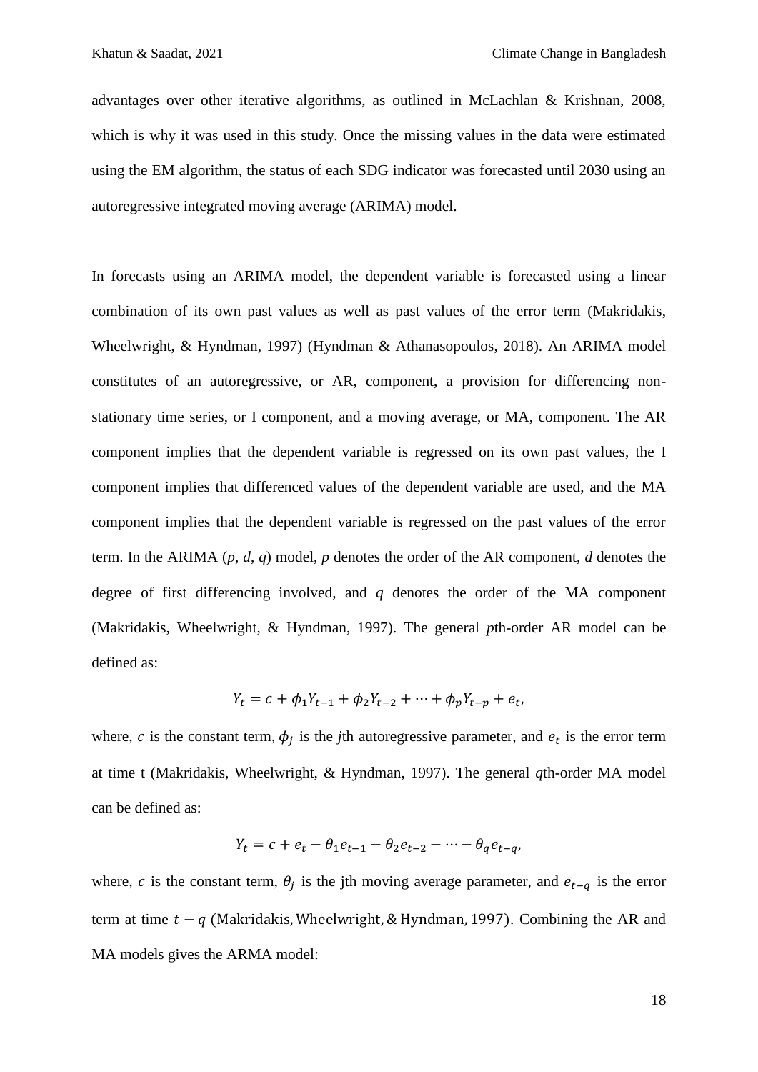advantages over other iterative algorithms, as outlined in McLachlan & Krishnan, 2008, which is why it was used in this study. Once the missing values in the data were estimated using the EM algorithm, the status of each SDG indicator was forecasted until 2030 using an autoregressive integrated moving average (ARIMA) model.

In forecasts using an ARIMA model, the dependent variable is forecasted using a linear combination of its own past values as well as past values of the error term (Makridakis, Wheelwright, & Hyndman, 1997) (Hyndman & Athanasopoulos, 2018). An ARIMA model constitutes of an autoregressive, or AR, component, a provision for differencing non-stationary time series, or I component, and a moving average, or MA, component. The AR component implies that the dependent variable is regressed on its own past values, the I component implies that differenced values of the dependent variable are used, and the MA component implies that the dependent variable is regressed on the past values of the error term. In the ARIMA ($p$, $d$, $q$) model, $p$ denotes the order of the AR component, $d$ denotes the degree of first differencing involved, and $q$ denotes the order of the MA component (Makridakis, Wheelwright, & Hyndman, 1997). The general $p$th-order AR model can be defined as:

$$Y_t = c + \phi_1 Y_{t-1} + \phi_2 Y_{t-2} + \cdots + \phi_p Y_{t-p} + e_t,$$

where, $c$ is the constant term, $\phi_j$ is the $j$th autoregressive parameter, and $e_t$ is the error term at time t (Makridakis, Wheelwright, & Hyndman, 1997). The general $q$th-order MA model can be defined as:

$$Y_t = c + e_t - \theta_1 e_{t-1} - \theta_2 e_{t-2} - \cdots - \theta_q e_{t-q},$$

where, $c$ is the constant term, $\theta_j$ is the jth moving average parameter, and $e_{t-q}$ is the error term at time $t - q$ (Makridakis, Wheelwright, & Hyndman, 1997). Combining the AR and MA models gives the ARMA model: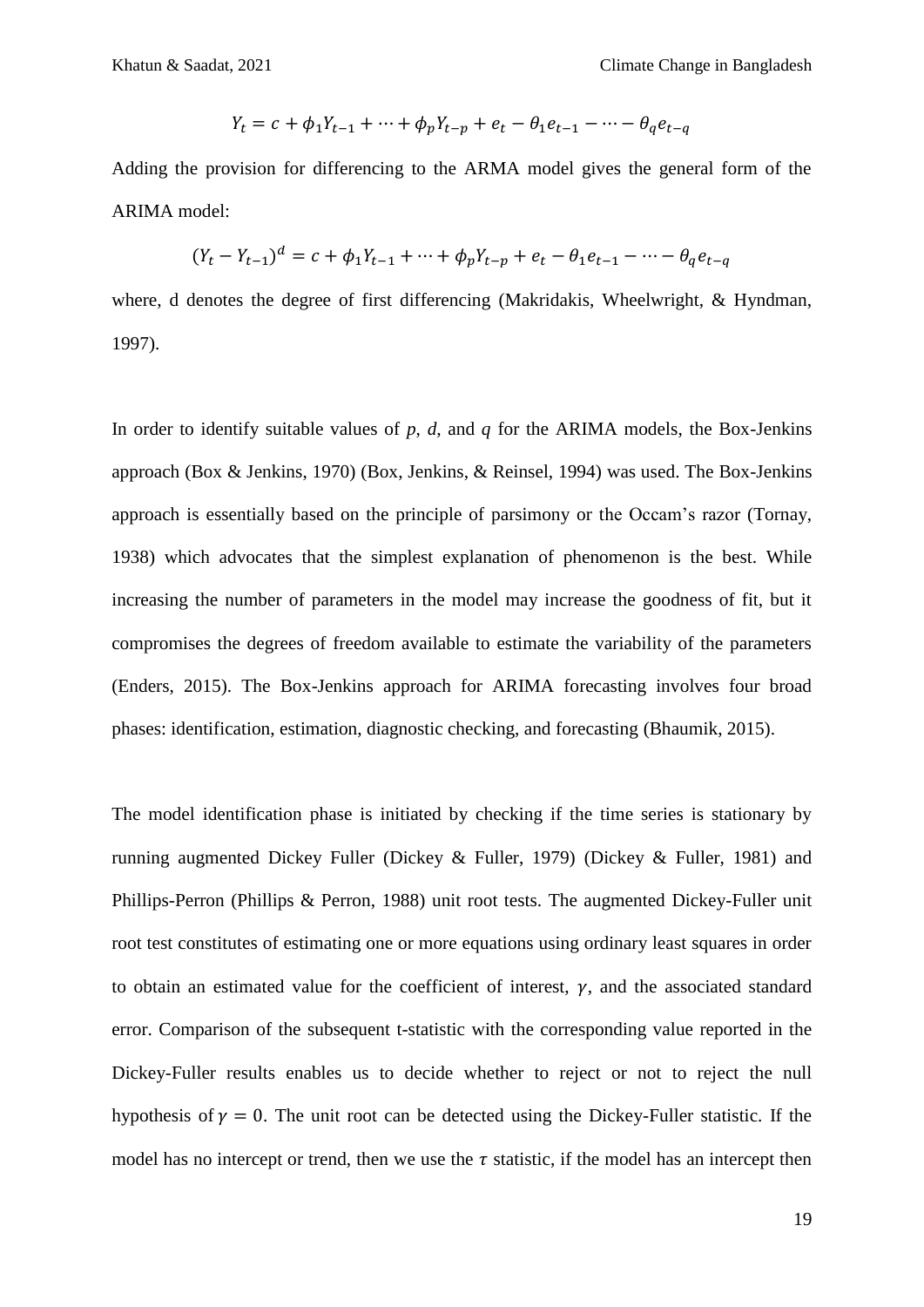$$Y_t = c + \phi_1 Y_{t-1} + \cdots + \phi_p Y_{t-p} + e_t - \theta_1 e_{t-1} - \cdots - \theta_q e_{t-q}$$

Adding the provision for differencing to the ARMA model gives the general form of the ARIMA model:

$$(Y_t - Y_{t-1})^d = c + \phi_1 Y_{t-1} + \cdots + \phi_p Y_{t-p} + e_t - \theta_1 e_{t-1} - \cdots - \theta_q e_{t-q}$$

where, d denotes the degree of first differencing (Makridakis, Wheelwright, & Hyndman, 1997).

In order to identify suitable values of *p*, *d*, and *q* for the ARIMA models, the Box-Jenkins approach (Box & Jenkins, 1970) (Box, Jenkins, & Reinsel, 1994) was used. The Box-Jenkins approach is essentially based on the principle of parsimony or the Occam's razor (Tornay, 1938) which advocates that the simplest explanation of phenomenon is the best. While increasing the number of parameters in the model may increase the goodness of fit, but it compromises the degrees of freedom available to estimate the variability of the parameters (Enders, 2015). The Box-Jenkins approach for ARIMA forecasting involves four broad phases: identification, estimation, diagnostic checking, and forecasting (Bhaumik, 2015).

The model identification phase is initiated by checking if the time series is stationary by running augmented Dickey Fuller (Dickey & Fuller, 1979) (Dickey & Fuller, 1981) and Phillips-Perron (Phillips & Perron, 1988) unit root tests. The augmented Dickey-Fuller unit root test constitutes of estimating one or more equations using ordinary least squares in order to obtain an estimated value for the coefficient of interest, $\gamma$, and the associated standard error. Comparison of the subsequent t-statistic with the corresponding value reported in the Dickey-Fuller results enables us to decide whether to reject or not to reject the null hypothesis of $\gamma = 0$. The unit root can be detected using the Dickey-Fuller statistic. If the model has no intercept or trend, then we use the $\tau$ statistic, if the model has an intercept then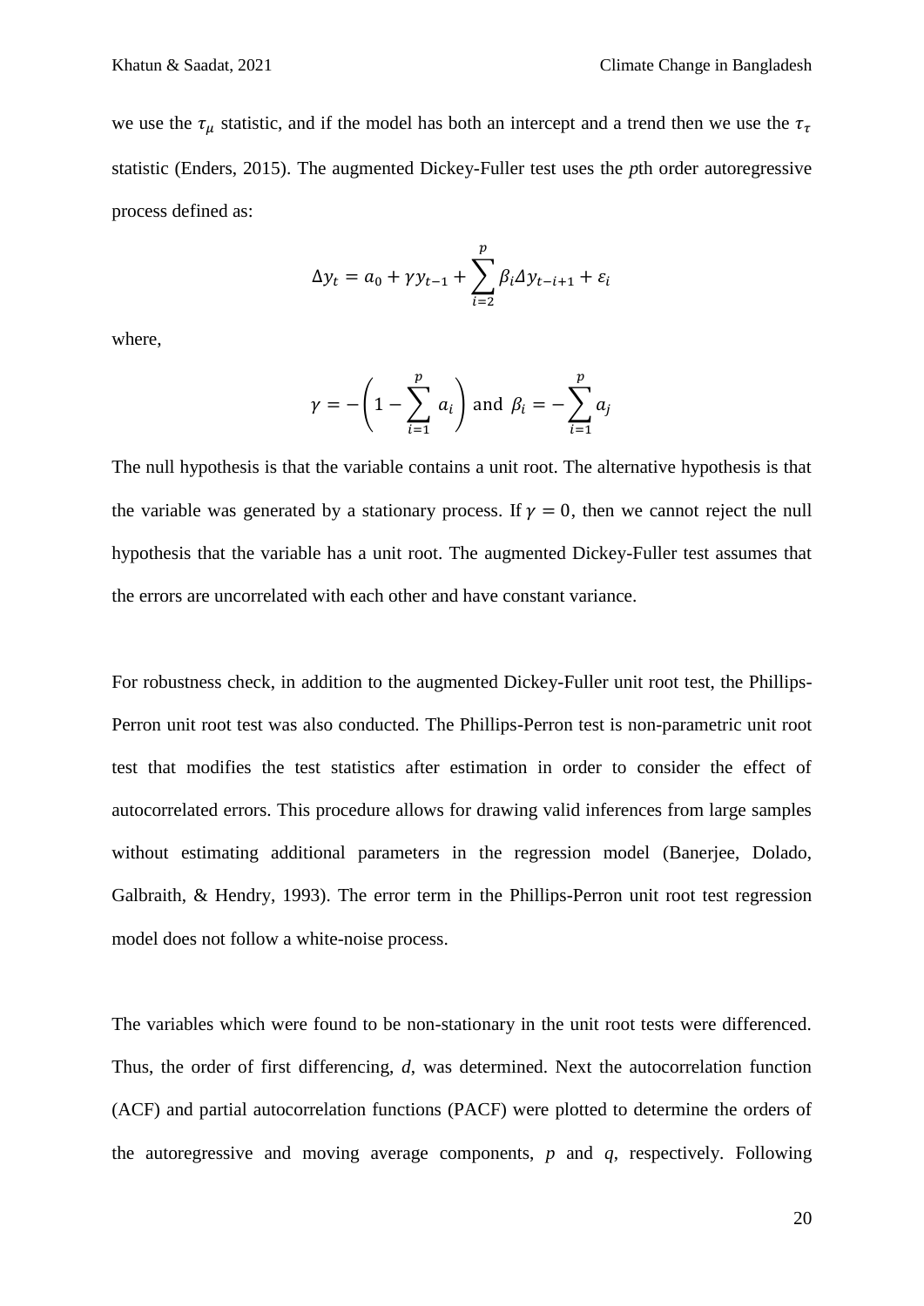we use the $\tau_{\mu}$ statistic, and if the model has both an intercept and a trend then we use the $\tau_{\tau}$ statistic (Enders, 2015). The augmented Dickey-Fuller test uses the *p*th order autoregressive process defined as:

$$\Delta y_t = a_0 + \gamma y_{t-1} + \sum_{i=2}^{p} \beta_i \Delta y_{t-i+1} + \varepsilon_i$$

where,

$$\gamma = -\left(1 - \sum_{i=1}^{p} a_i\right) \text{ and } \beta_i = -\sum_{i=1}^{p} a_j$$

The null hypothesis is that the variable contains a unit root. The alternative hypothesis is that the variable was generated by a stationary process. If $\gamma = 0$, then we cannot reject the null hypothesis that the variable has a unit root. The augmented Dickey-Fuller test assumes that the errors are uncorrelated with each other and have constant variance.

For robustness check, in addition to the augmented Dickey-Fuller unit root test, the Phillips-Perron unit root test was also conducted. The Phillips-Perron test is non-parametric unit root test that modifies the test statistics after estimation in order to consider the effect of autocorrelated errors. This procedure allows for drawing valid inferences from large samples without estimating additional parameters in the regression model (Banerjee, Dolado, Galbraith, & Hendry, 1993). The error term in the Phillips-Perron unit root test regression model does not follow a white-noise process.

The variables which were found to be non-stationary in the unit root tests were differenced. Thus, the order of first differencing, *d*, was determined. Next the autocorrelation function (ACF) and partial autocorrelation functions (PACF) were plotted to determine the orders of the autoregressive and moving average components, *p* and *q*, respectively. Following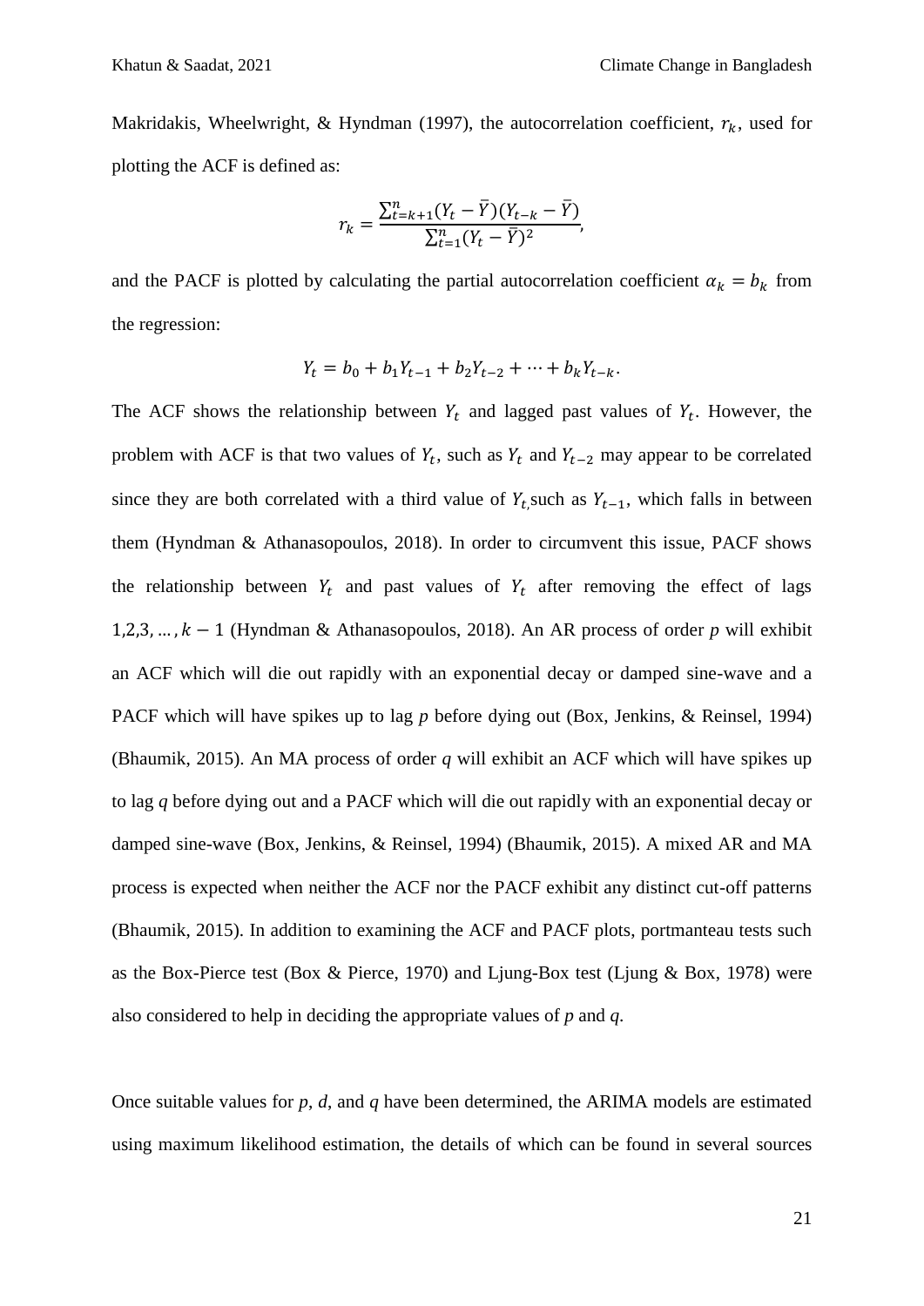Makridakis, Wheelwright, & Hyndman (1997), the autocorrelation coefficient, $r_k$, used for plotting the ACF is defined as:

$$r_k = \frac{\sum_{t=k+1}^{n}(Y_t - \bar{Y})(Y_{t-k} - \bar{Y})}{\sum_{t=1}^{n}(Y_t - \bar{Y})^2},$$

and the PACF is plotted by calculating the partial autocorrelation coefficient $\alpha_k = b_k$ from the regression:

$$Y_t = b_0 + b_1 Y_{t-1} + b_2 Y_{t-2} + \cdots + b_k Y_{t-k}.$$

The ACF shows the relationship between $Y_t$ and lagged past values of $Y_t$. However, the problem with ACF is that two values of $Y_t$, such as $Y_t$ and $Y_{t-2}$ may appear to be correlated since they are both correlated with a third value of $Y_t$, such as $Y_{t-1}$, which falls in between them (Hyndman & Athanasopoulos, 2018). In order to circumvent this issue, PACF shows the relationship between $Y_t$ and past values of $Y_t$ after removing the effect of lags $1, 2, 3, \ldots, k-1$ (Hyndman & Athanasopoulos, 2018). An AR process of order *p* will exhibit an ACF which will die out rapidly with an exponential decay or damped sine-wave and a PACF which will have spikes up to lag *p* before dying out (Box, Jenkins, & Reinsel, 1994) (Bhaumik, 2015). An MA process of order *q* will exhibit an ACF which will have spikes up to lag *q* before dying out and a PACF which will die out rapidly with an exponential decay or damped sine-wave (Box, Jenkins, & Reinsel, 1994) (Bhaumik, 2015). A mixed AR and MA process is expected when neither the ACF nor the PACF exhibit any distinct cut-off patterns (Bhaumik, 2015). In addition to examining the ACF and PACF plots, portmanteau tests such as the Box-Pierce test (Box & Pierce, 1970) and Ljung-Box test (Ljung & Box, 1978) were also considered to help in deciding the appropriate values of *p* and *q*.

Once suitable values for *p*, *d*, and *q* have been determined, the ARIMA models are estimated using maximum likelihood estimation, the details of which can be found in several sources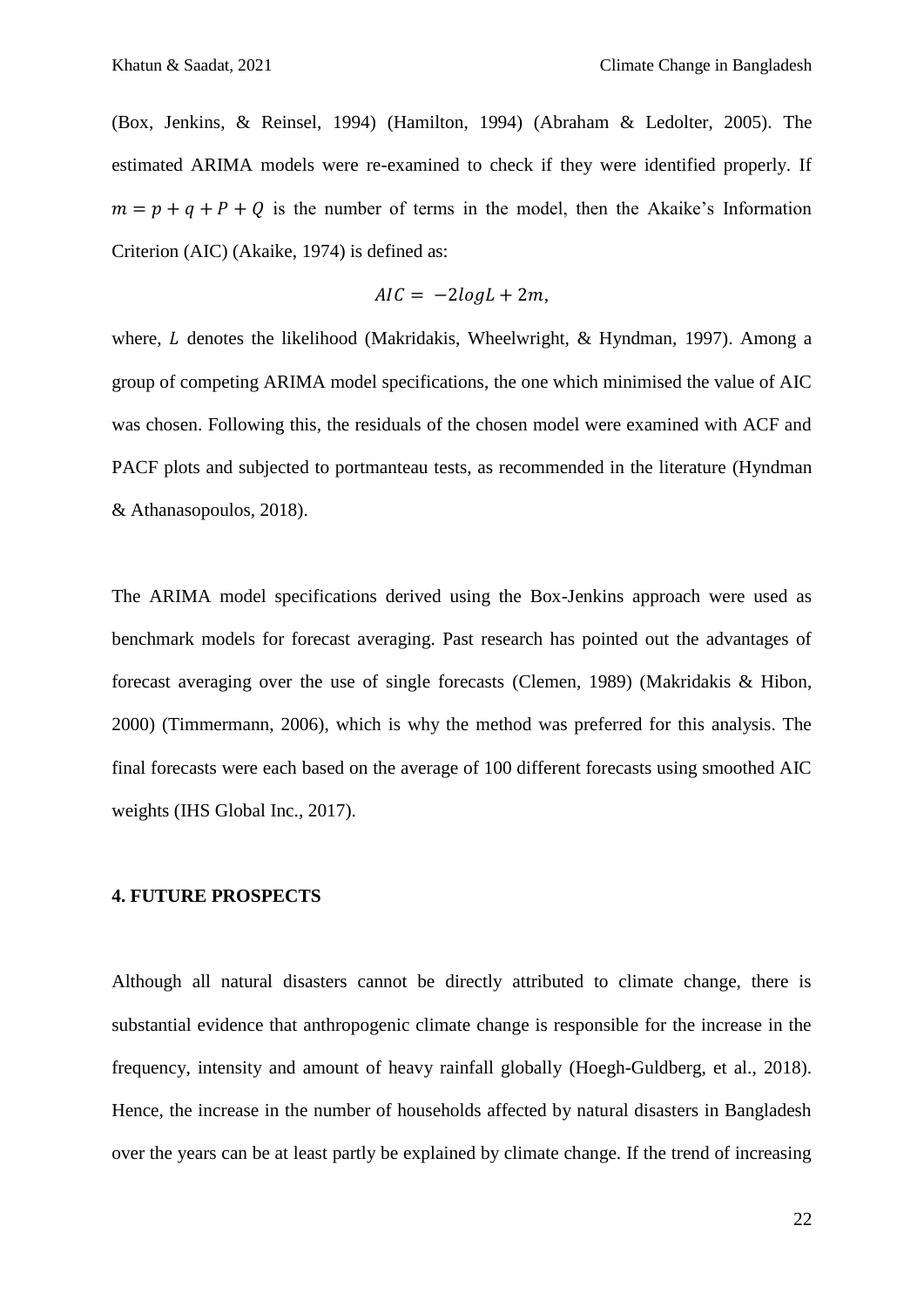(Box, Jenkins, & Reinsel, 1994) (Hamilton, 1994) (Abraham & Ledolter, 2005). The estimated ARIMA models were re-examined to check if they were identified properly. If $m = p + q + P + Q$ is the number of terms in the model, then the Akaike's Information Criterion (AIC) (Akaike, 1974) is defined as:

$$AIC = -2logL + 2m,$$

where, $L$ denotes the likelihood (Makridakis, Wheelwright, & Hyndman, 1997). Among a group of competing ARIMA model specifications, the one which minimised the value of AIC was chosen. Following this, the residuals of the chosen model were examined with ACF and PACF plots and subjected to portmanteau tests, as recommended in the literature (Hyndman & Athanasopoulos, 2018).

The ARIMA model specifications derived using the Box-Jenkins approach were used as benchmark models for forecast averaging. Past research has pointed out the advantages of forecast averaging over the use of single forecasts (Clemen, 1989) (Makridakis & Hibon, 2000) (Timmermann, 2006), which is why the method was preferred for this analysis. The final forecasts were each based on the average of 100 different forecasts using smoothed AIC weights (IHS Global Inc., 2017).

## 4. FUTURE PROSPECTS

Although all natural disasters cannot be directly attributed to climate change, there is substantial evidence that anthropogenic climate change is responsible for the increase in the frequency, intensity and amount of heavy rainfall globally (Hoegh-Guldberg, et al., 2018). Hence, the increase in the number of households affected by natural disasters in Bangladesh over the years can be at least partly be explained by climate change. If the trend of increasing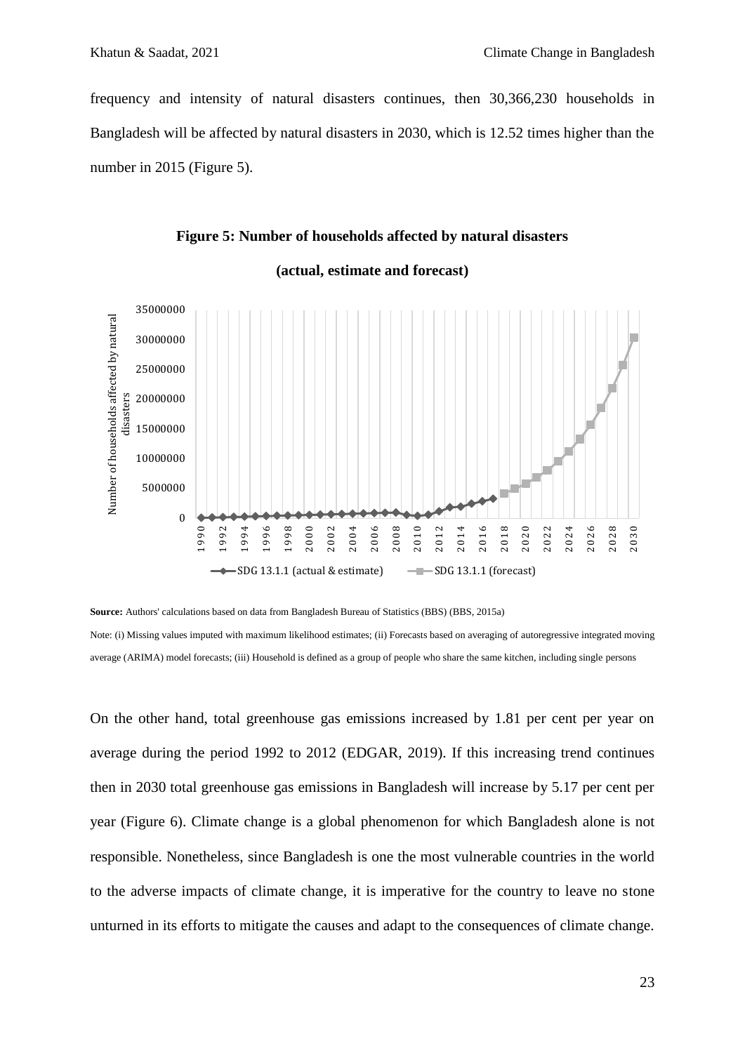frequency and intensity of natural disasters continues, then 30,366,230 households in Bangladesh will be affected by natural disasters in 2030, which is 12.52 times higher than the number in 2015 (Figure 5).

**Figure 5: Number of households affected by natural disasters (actual, estimate and forecast)**

**Source:** Authors' calculations based on data from Bangladesh Bureau of Statistics (BBS) (BBS, 2015a)

Note: (i) Missing values imputed with maximum likelihood estimates; (ii) Forecasts based on averaging of autoregressive integrated moving average (ARIMA) model forecasts; (iii) Household is defined as a group of people who share the same kitchen, including single persons

On the other hand, total greenhouse gas emissions increased by 1.81 per cent per year on average during the period 1992 to 2012 (EDGAR, 2019). If this increasing trend continues then in 2030 total greenhouse gas emissions in Bangladesh will increase by 5.17 per cent per year (Figure 6). Climate change is a global phenomenon for which Bangladesh alone is not responsible. Nonetheless, since Bangladesh is one the most vulnerable countries in the world to the adverse impacts of climate change, it is imperative for the country to leave no stone unturned in its efforts to mitigate the causes and adapt to the consequences of climate change.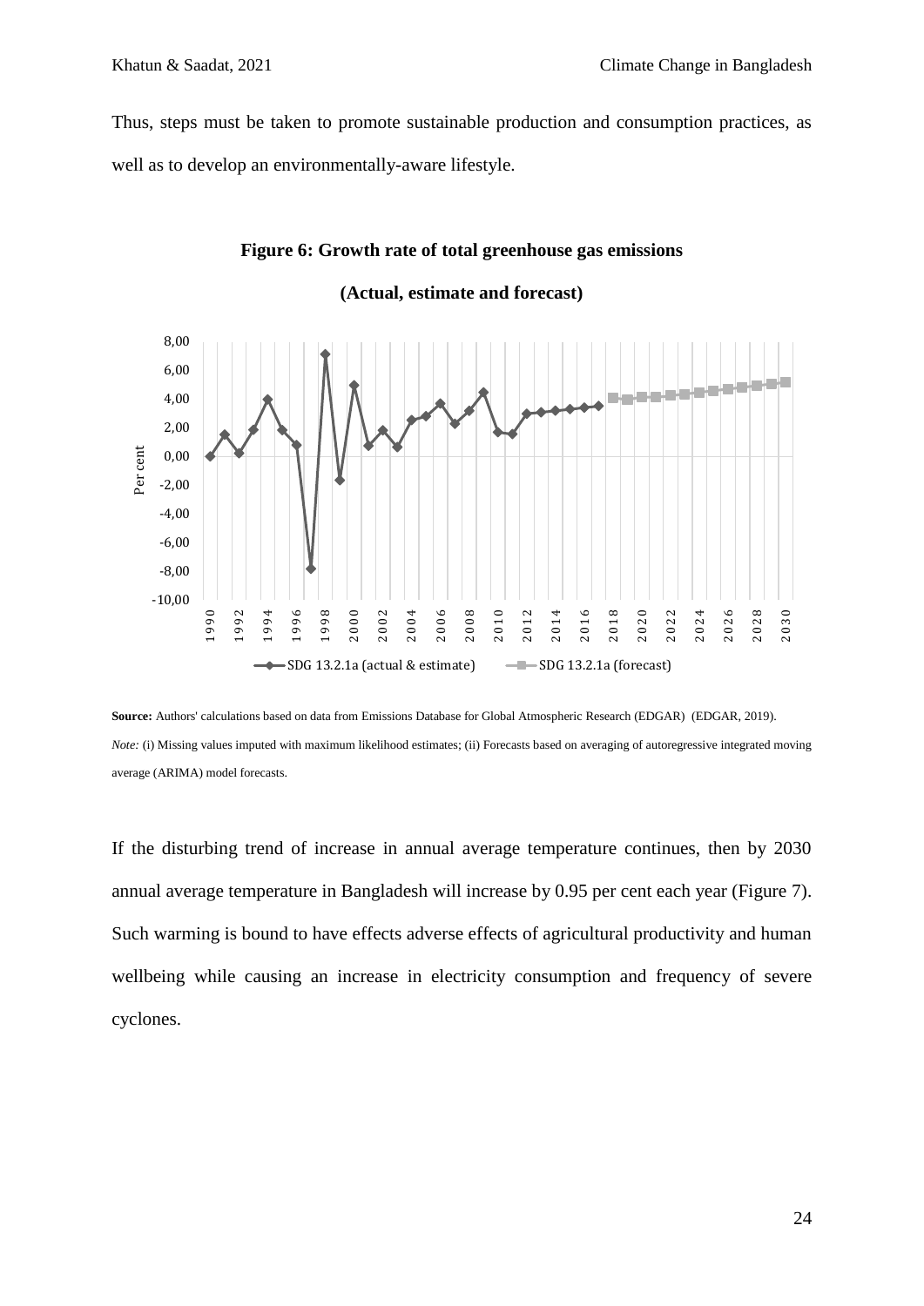Thus, steps must be taken to promote sustainable production and consumption practices, as well as to develop an environmentally-aware lifestyle.

**Figure 6: Growth rate of total greenhouse gas emissions**

**(Actual, estimate and forecast)**

**Source:** Authors' calculations based on data from Emissions Database for Global Atmospheric Research (EDGAR) (EDGAR, 2019).

*Note:* (i) Missing values imputed with maximum likelihood estimates; (ii) Forecasts based on averaging of autoregressive integrated moving average (ARIMA) model forecasts.

If the disturbing trend of increase in annual average temperature continues, then by 2030 annual average temperature in Bangladesh will increase by 0.95 per cent each year (Figure 7). Such warming is bound to have effects adverse effects of agricultural productivity and human wellbeing while causing an increase in electricity consumption and frequency of severe cyclones.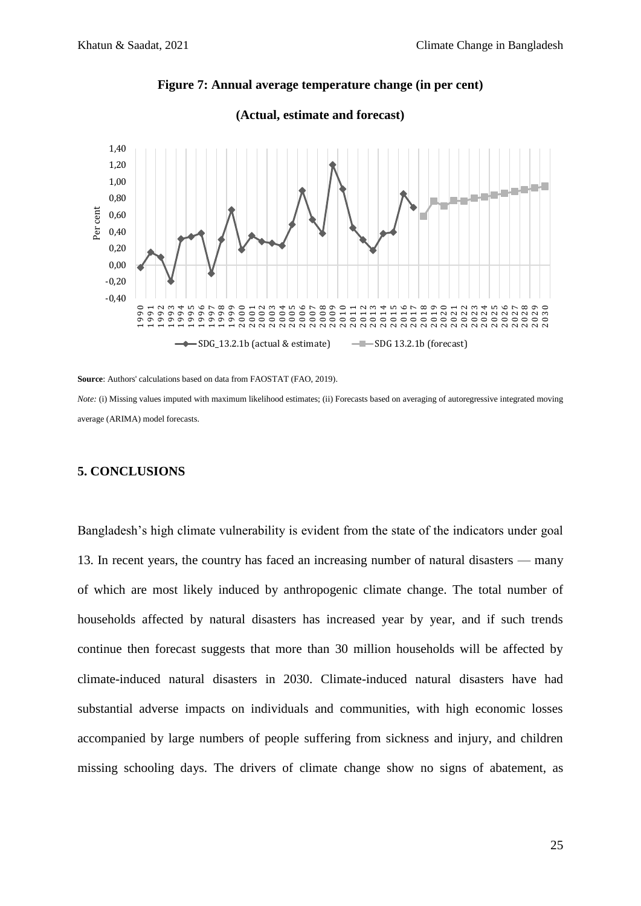**Figure 7: Annual average temperature change (in per cent)**

**(Actual, estimate and forecast)**

**Source**: Authors' calculations based on data from FAOSTAT (FAO, 2019).

*Note:* (i) Missing values imputed with maximum likelihood estimates; (ii) Forecasts based on averaging of autoregressive integrated moving average (ARIMA) model forecasts.

## 5. CONCLUSIONS

Bangladesh's high climate vulnerability is evident from the state of the indicators under goal 13. In recent years, the country has faced an increasing number of natural disasters — many of which are most likely induced by anthropogenic climate change. The total number of households affected by natural disasters has increased year by year, and if such trends continue then forecast suggests that more than 30 million households will be affected by climate-induced natural disasters in 2030. Climate-induced natural disasters have had substantial adverse impacts on individuals and communities, with high economic losses accompanied by large numbers of people suffering from sickness and injury, and children missing schooling days. The drivers of climate change show no signs of abatement, as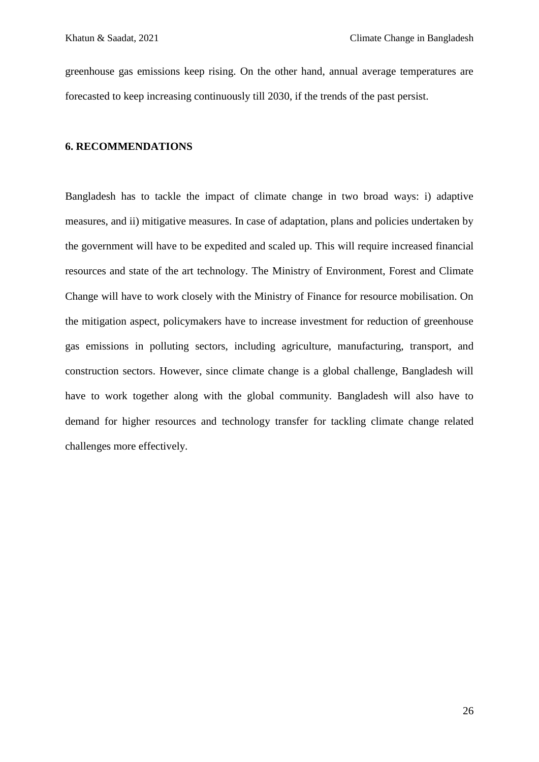greenhouse gas emissions keep rising. On the other hand, annual average temperatures are forecasted to keep increasing continuously till 2030, if the trends of the past persist.

## 6. RECOMMENDATIONS

Bangladesh has to tackle the impact of climate change in two broad ways: i) adaptive measures, and ii) mitigative measures. In case of adaptation, plans and policies undertaken by the government will have to be expedited and scaled up. This will require increased financial resources and state of the art technology. The Ministry of Environment, Forest and Climate Change will have to work closely with the Ministry of Finance for resource mobilisation. On the mitigation aspect, policymakers have to increase investment for reduction of greenhouse gas emissions in polluting sectors, including agriculture, manufacturing, transport, and construction sectors. However, since climate change is a global challenge, Bangladesh will have to work together along with the global community. Bangladesh will also have to demand for higher resources and technology transfer for tackling climate change related challenges more effectively.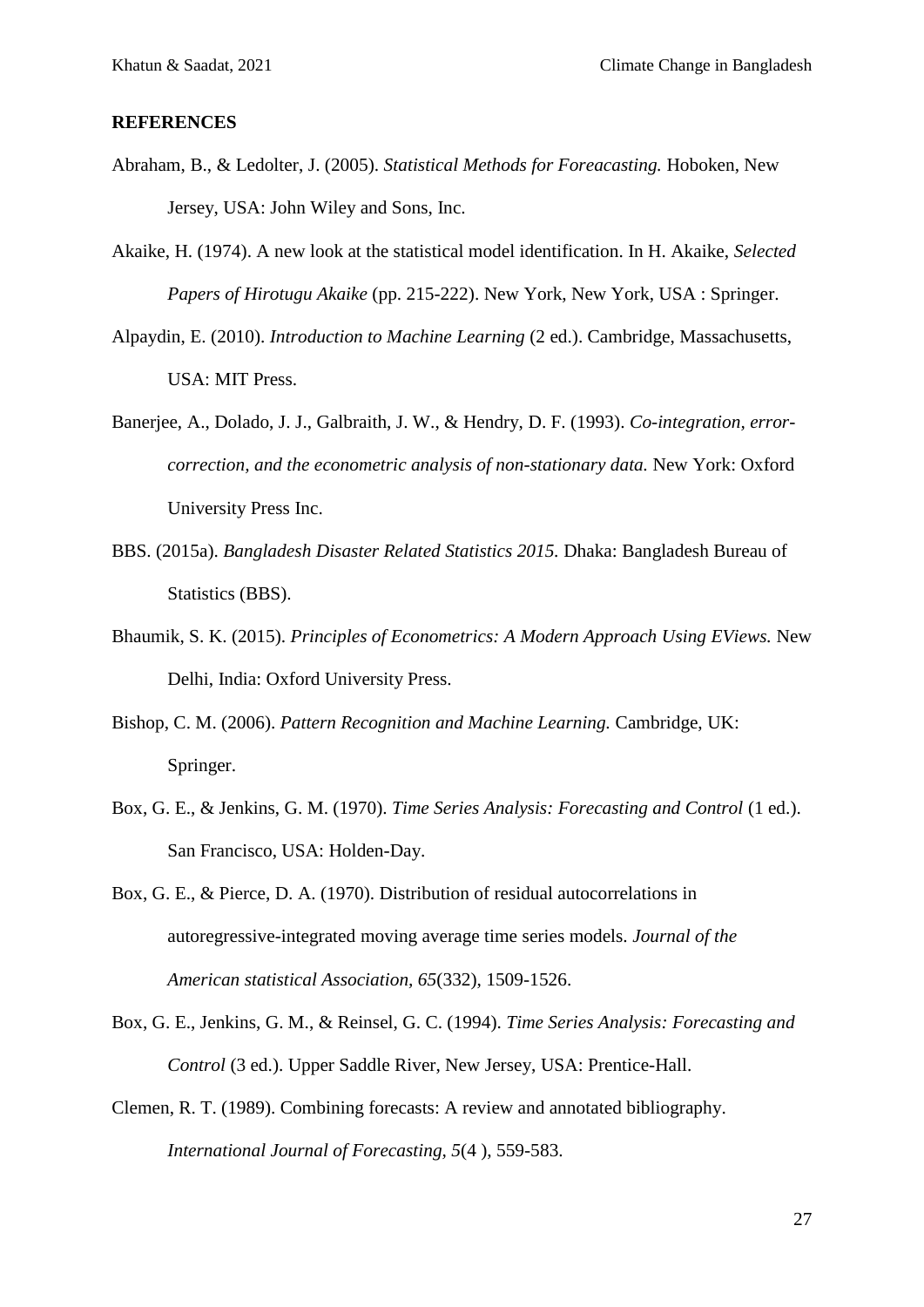## REFERENCES

Abraham, B., & Ledolter, J. (2005). *Statistical Methods for Foreacasting.* Hoboken, New Jersey, USA: John Wiley and Sons, Inc.

Akaike, H. (1974). A new look at the statistical model identification. In H. Akaike, *Selected Papers of Hirotugu Akaike* (pp. 215-222). New York, New York, USA : Springer.

Alpaydin, E. (2010). *Introduction to Machine Learning* (2 ed.). Cambridge, Massachusetts, USA: MIT Press.

Banerjee, A., Dolado, J. J., Galbraith, J. W., & Hendry, D. F. (1993). *Co-integration, error-correction, and the econometric analysis of non-stationary data.* New York: Oxford University Press Inc.

BBS. (2015a). *Bangladesh Disaster Related Statistics 2015.* Dhaka: Bangladesh Bureau of Statistics (BBS).

Bhaumik, S. K. (2015). *Principles of Econometrics: A Modern Approach Using EViews.* New Delhi, India: Oxford University Press.

Bishop, C. M. (2006). *Pattern Recognition and Machine Learning.* Cambridge, UK: Springer.

Box, G. E., & Jenkins, G. M. (1970). *Time Series Analysis: Forecasting and Control* (1 ed.). San Francisco, USA: Holden-Day.

Box, G. E., & Pierce, D. A. (1970). Distribution of residual autocorrelations in autoregressive-integrated moving average time series models. *Journal of the American statistical Association, 65*(332), 1509-1526.

Box, G. E., Jenkins, G. M., & Reinsel, G. C. (1994). *Time Series Analysis: Forecasting and Control* (3 ed.). Upper Saddle River, New Jersey, USA: Prentice-Hall.

Clemen, R. T. (1989). Combining forecasts: A review and annotated bibliography. *International Journal of Forecasting, 5*(4 ), 559-583.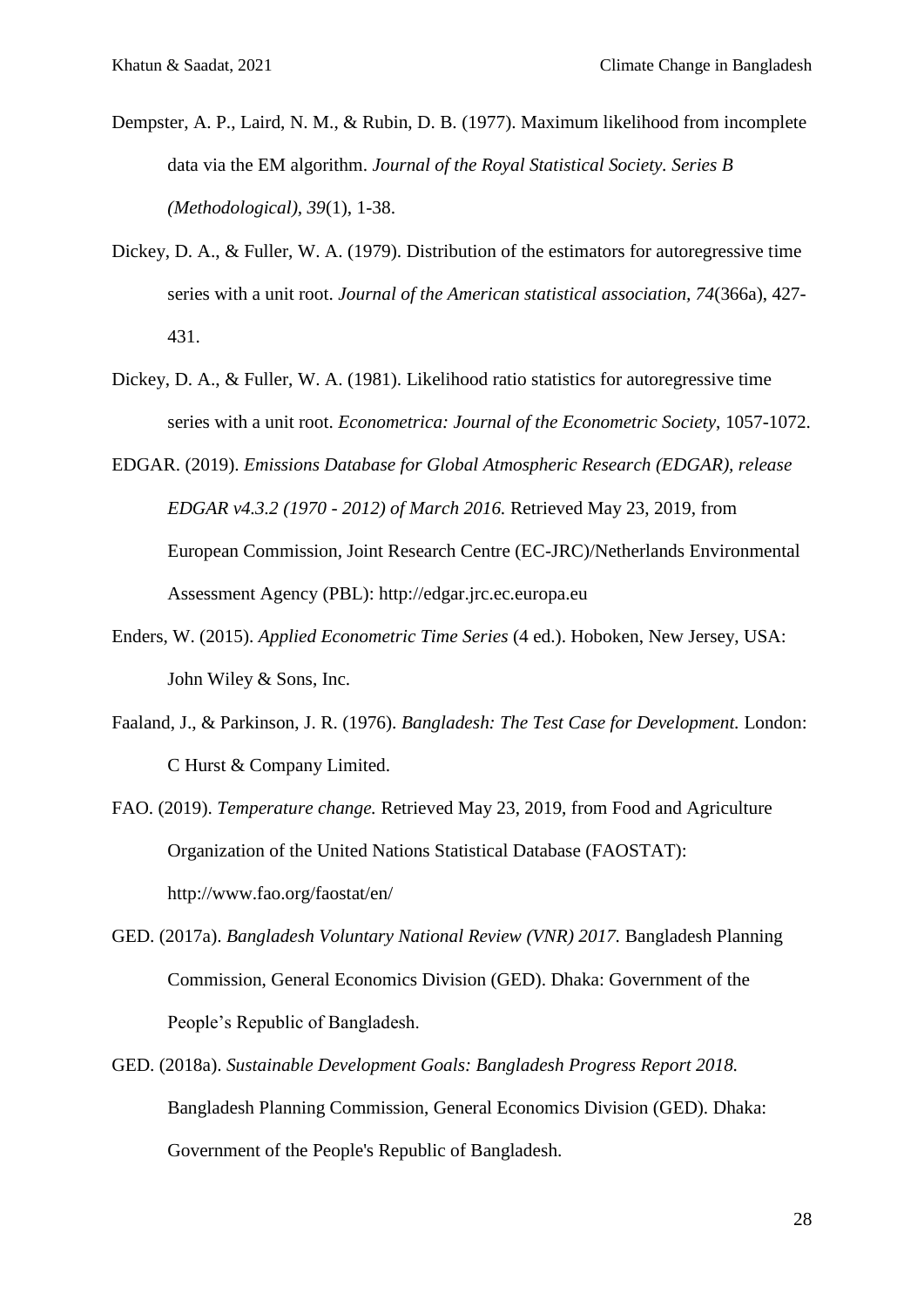Dempster, A. P., Laird, N. M., & Rubin, D. B. (1977). Maximum likelihood from incomplete data via the EM algorithm. *Journal of the Royal Statistical Society. Series B (Methodological), 39*(1), 1-38.

Dickey, D. A., & Fuller, W. A. (1979). Distribution of the estimators for autoregressive time series with a unit root. *Journal of the American statistical association, 74*(366a), 427-431.

Dickey, D. A., & Fuller, W. A. (1981). Likelihood ratio statistics for autoregressive time series with a unit root. *Econometrica: Journal of the Econometric Society*, 1057-1072.

EDGAR. (2019). *Emissions Database for Global Atmospheric Research (EDGAR), release EDGAR v4.3.2 (1970 - 2012) of March 2016.* Retrieved May 23, 2019, from European Commission, Joint Research Centre (EC-JRC)/Netherlands Environmental Assessment Agency (PBL): http://edgar.jrc.ec.europa.eu

Enders, W. (2015). *Applied Econometric Time Series* (4 ed.). Hoboken, New Jersey, USA: John Wiley & Sons, Inc.

Faaland, J., & Parkinson, J. R. (1976). *Bangladesh: The Test Case for Development.* London: C Hurst & Company Limited.

FAO. (2019). *Temperature change.* Retrieved May 23, 2019, from Food and Agriculture Organization of the United Nations Statistical Database (FAOSTAT): http://www.fao.org/faostat/en/

GED. (2017a). *Bangladesh Voluntary National Review (VNR) 2017.* Bangladesh Planning Commission, General Economics Division (GED). Dhaka: Government of the People's Republic of Bangladesh.

GED. (2018a). *Sustainable Development Goals: Bangladesh Progress Report 2018.* Bangladesh Planning Commission, General Economics Division (GED). Dhaka: Government of the People's Republic of Bangladesh.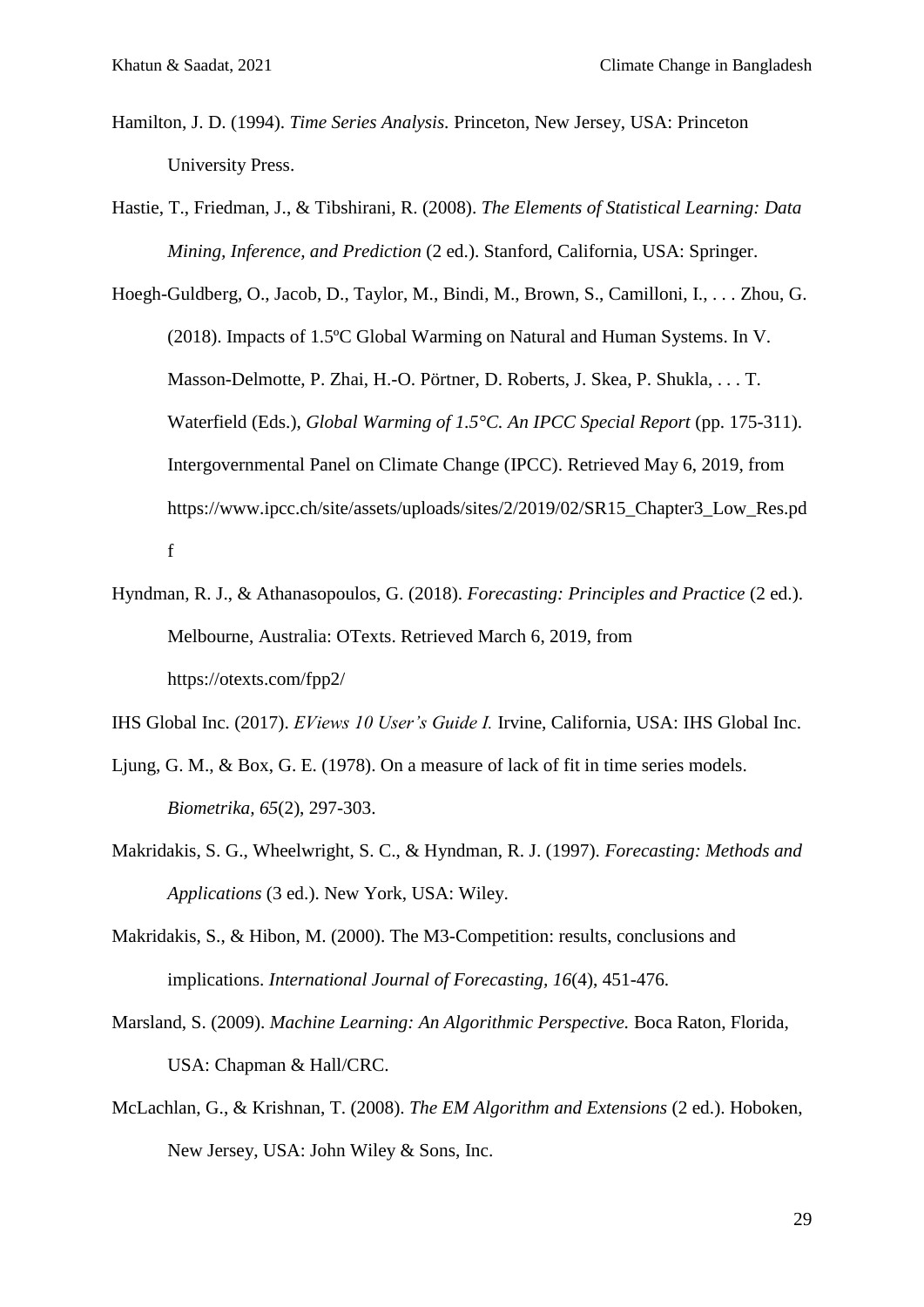Hamilton, J. D. (1994). *Time Series Analysis.* Princeton, New Jersey, USA: Princeton University Press.

Hastie, T., Friedman, J., & Tibshirani, R. (2008). *The Elements of Statistical Learning: Data Mining, Inference, and Prediction* (2 ed.). Stanford, California, USA: Springer.

Hoegh-Guldberg, O., Jacob, D., Taylor, M., Bindi, M., Brown, S., Camilloni, I., . . . Zhou, G. (2018). Impacts of 1.5ºC Global Warming on Natural and Human Systems. In V. Masson-Delmotte, P. Zhai, H.-O. Pörtner, D. Roberts, J. Skea, P. Shukla, . . . T. Waterfield (Eds.), *Global Warming of 1.5°C. An IPCC Special Report* (pp. 175-311). Intergovernmental Panel on Climate Change (IPCC). Retrieved May 6, 2019, from https://www.ipcc.ch/site/assets/uploads/sites/2/2019/02/SR15_Chapter3_Low_Res.pdf

Hyndman, R. J., & Athanasopoulos, G. (2018). *Forecasting: Principles and Practice* (2 ed.). Melbourne, Australia: OTexts. Retrieved March 6, 2019, from https://otexts.com/fpp2/

IHS Global Inc. (2017). *EViews 10 User's Guide I.* Irvine, California, USA: IHS Global Inc.

Ljung, G. M., & Box, G. E. (1978). On a measure of lack of fit in time series models. *Biometrika, 65*(2), 297-303.

Makridakis, S. G., Wheelwright, S. C., & Hyndman, R. J. (1997). *Forecasting: Methods and Applications* (3 ed.). New York, USA: Wiley.

Makridakis, S., & Hibon, M. (2000). The M3-Competition: results, conclusions and implications. *International Journal of Forecasting, 16*(4), 451-476.

Marsland, S. (2009). *Machine Learning: An Algorithmic Perspective.* Boca Raton, Florida, USA: Chapman & Hall/CRC.

McLachlan, G., & Krishnan, T. (2008). *The EM Algorithm and Extensions* (2 ed.). Hoboken, New Jersey, USA: John Wiley & Sons, Inc.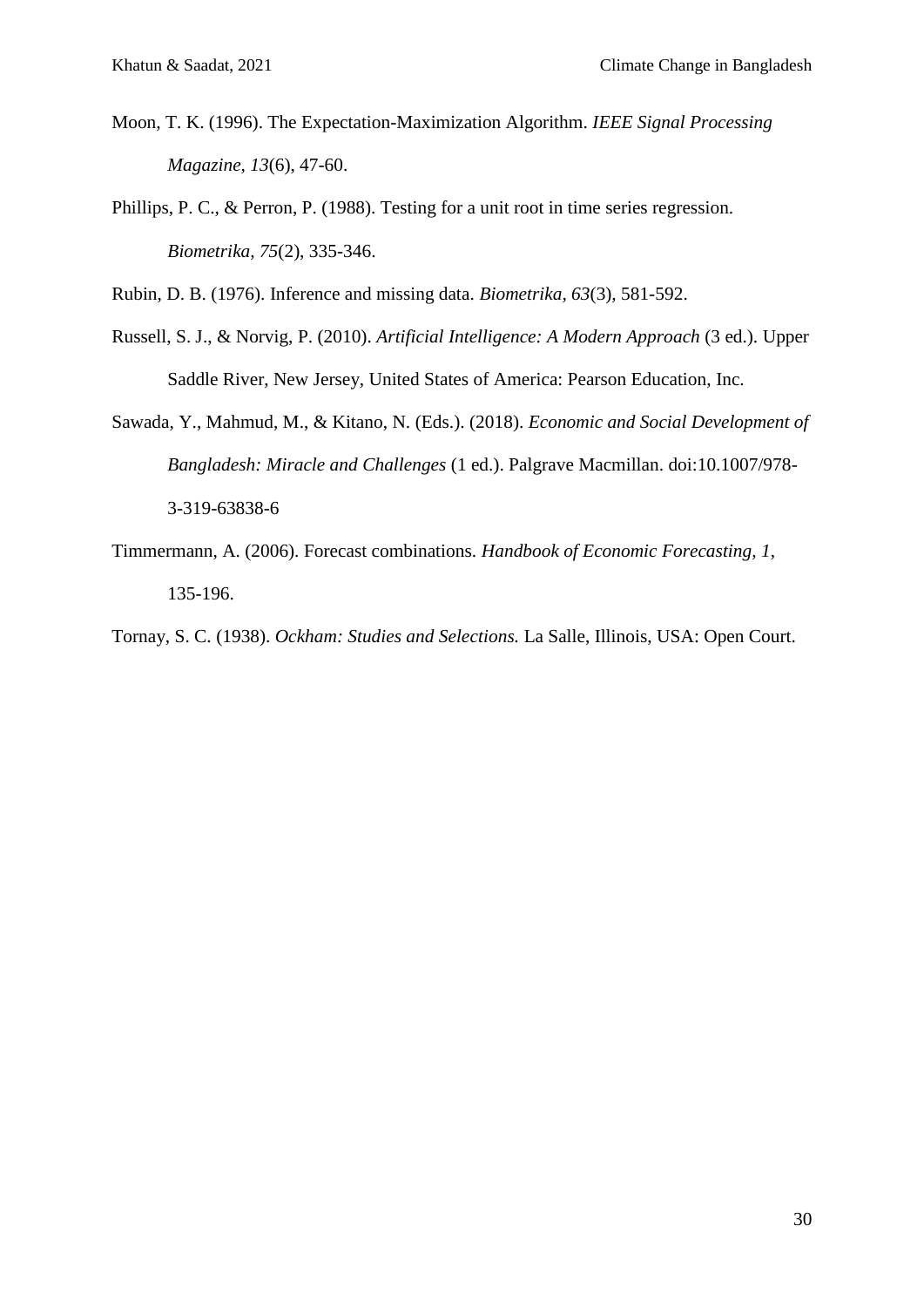Moon, T. K. (1996). The Expectation-Maximization Algorithm. *IEEE Signal Processing Magazine, 13*(6), 47-60.

Phillips, P. C., & Perron, P. (1988). Testing for a unit root in time series regression. *Biometrika, 75*(2), 335-346.

Rubin, D. B. (1976). Inference and missing data. *Biometrika, 63*(3), 581-592.

Russell, S. J., & Norvig, P. (2010). *Artificial Intelligence: A Modern Approach* (3 ed.). Upper Saddle River, New Jersey, United States of America: Pearson Education, Inc.

Sawada, Y., Mahmud, M., & Kitano, N. (Eds.). (2018). *Economic and Social Development of Bangladesh: Miracle and Challenges* (1 ed.). Palgrave Macmillan. doi:10.1007/978-3-319-63838-6

Timmermann, A. (2006). Forecast combinations. *Handbook of Economic Forecasting, 1*, 135-196.

Tornay, S. C. (1938). *Ockham: Studies and Selections.* La Salle, Illinois, USA: Open Court.